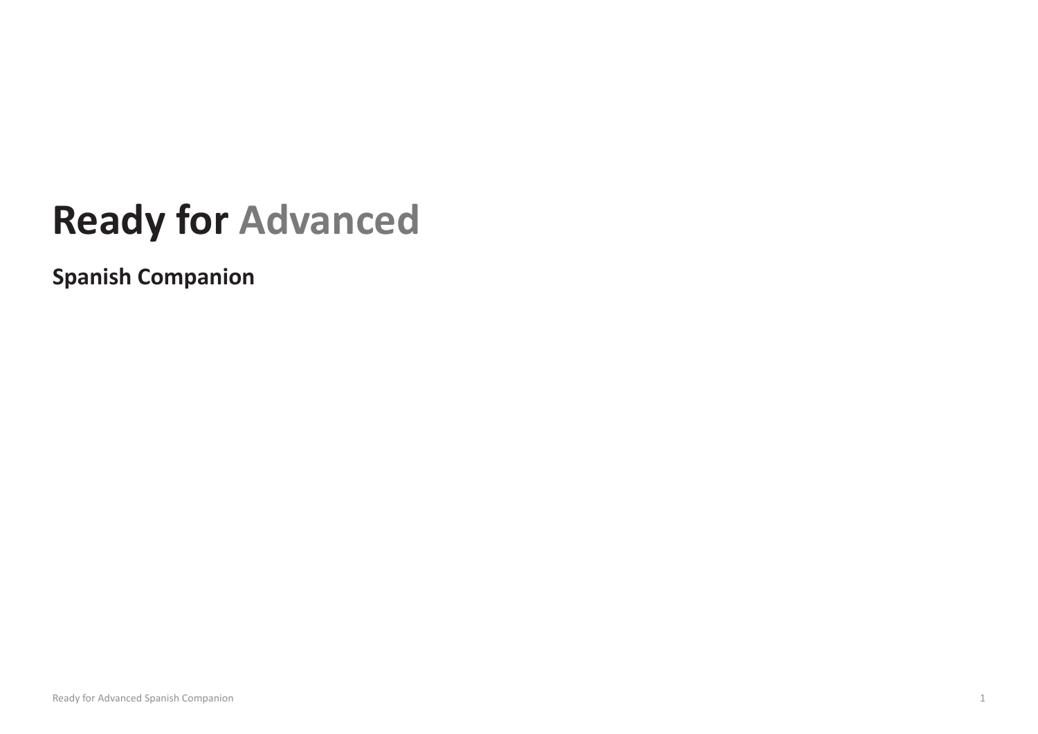# Ready for **Advanced**

## Spanish Companion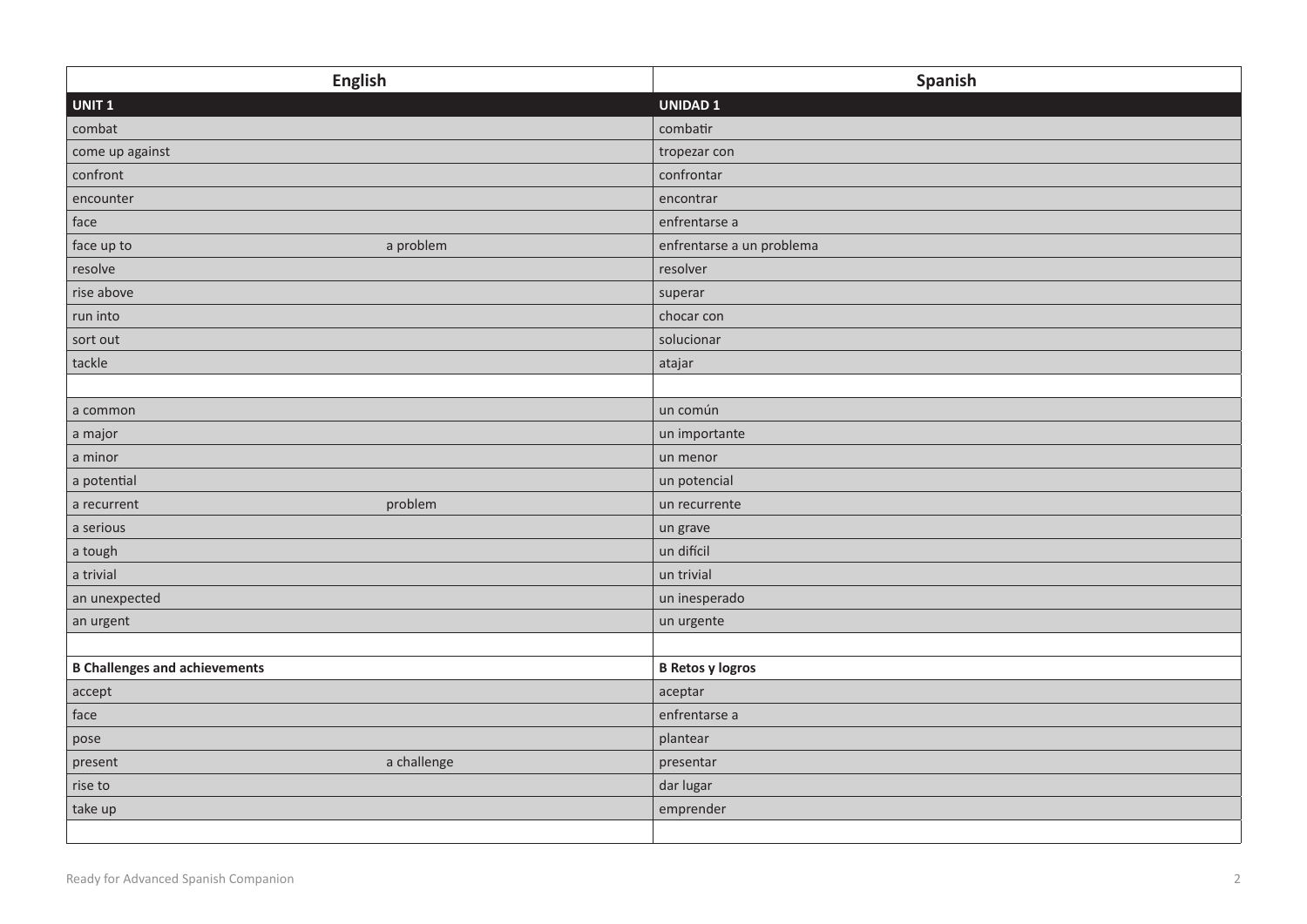| English | | Spanish |
|---|---|---|
| **UNIT 1** | | **UNIDAD 1** |
| combat | | combatir |
| come up against | | tropezar con |
| confront | | confrontar |
| encounter | | encontrar |
| face | | enfrentarse a |
| face up to | a problem | enfrentarse a un problema |
| resolve | | resolver |
| rise above | | superar |
| run into | | chocar con |
| sort out | | solucionar |
| tackle | | atajar |
| | | |
| a common | | un común |
| a major | | un importante |
| a minor | | un menor |
| a potential | | un potencial |
| a recurrent | problem | un recurrente |
| a serious | | un grave |
| a tough | | un difícil |
| a trivial | | un trivial |
| an unexpected | | un inesperado |
| an urgent | | un urgente |
| | | |
| **B Challenges and achievements** | | **B Retos y logros** |
| accept | | aceptar |
| face | | enfrentarse a |
| pose | | plantear |
| present | a challenge | presentar |
| rise to | | dar lugar |
| take up | | emprender |
| | | |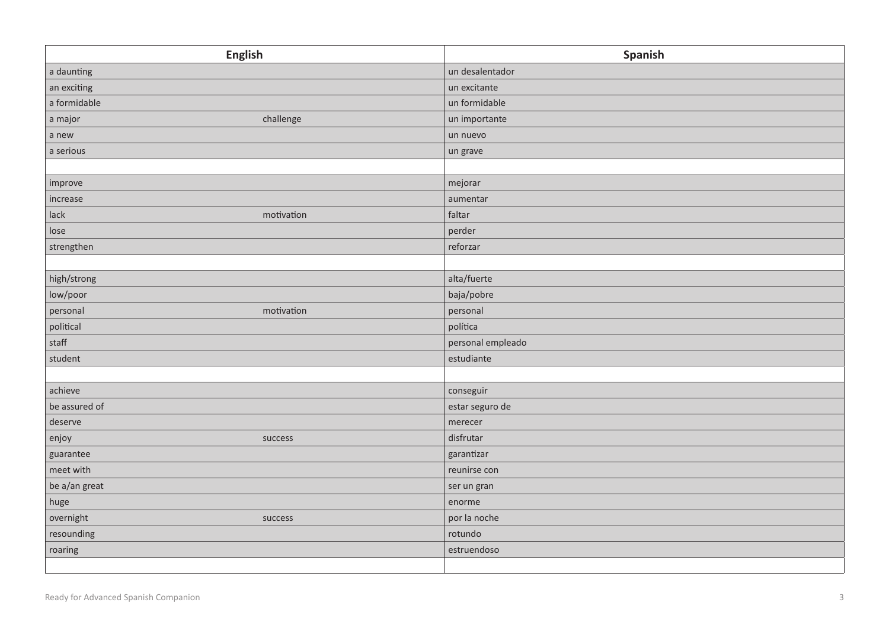| English | | Spanish |
|---|---|---|
| a daunting | | un desalentador |
| an exciting | | un excitante |
| a formidable | | un formidable |
| a major | challenge | un importante |
| a new | | un nuevo |
| a serious | | un grave |
| | | |
| improve | | mejorar |
| increase | | aumentar |
| lack | motivation | faltar |
| lose | | perder |
| strengthen | | reforzar |
| | | |
| high/strong | | alta/fuerte |
| low/poor | | baja/pobre |
| personal | motivation | personal |
| political | | política |
| staff | | personal empleado |
| student | | estudiante |
| | | |
| achieve | | conseguir |
| be assured of | | estar seguro de |
| deserve | | merecer |
| enjoy | success | disfrutar |
| guarantee | | garantizar |
| meet with | | reunirse con |
| be a/an great | | ser un gran |
| huge | | enorme |
| overnight | success | por la noche |
| resounding | | rotundo |
| roaring | | estruendoso |
| | | |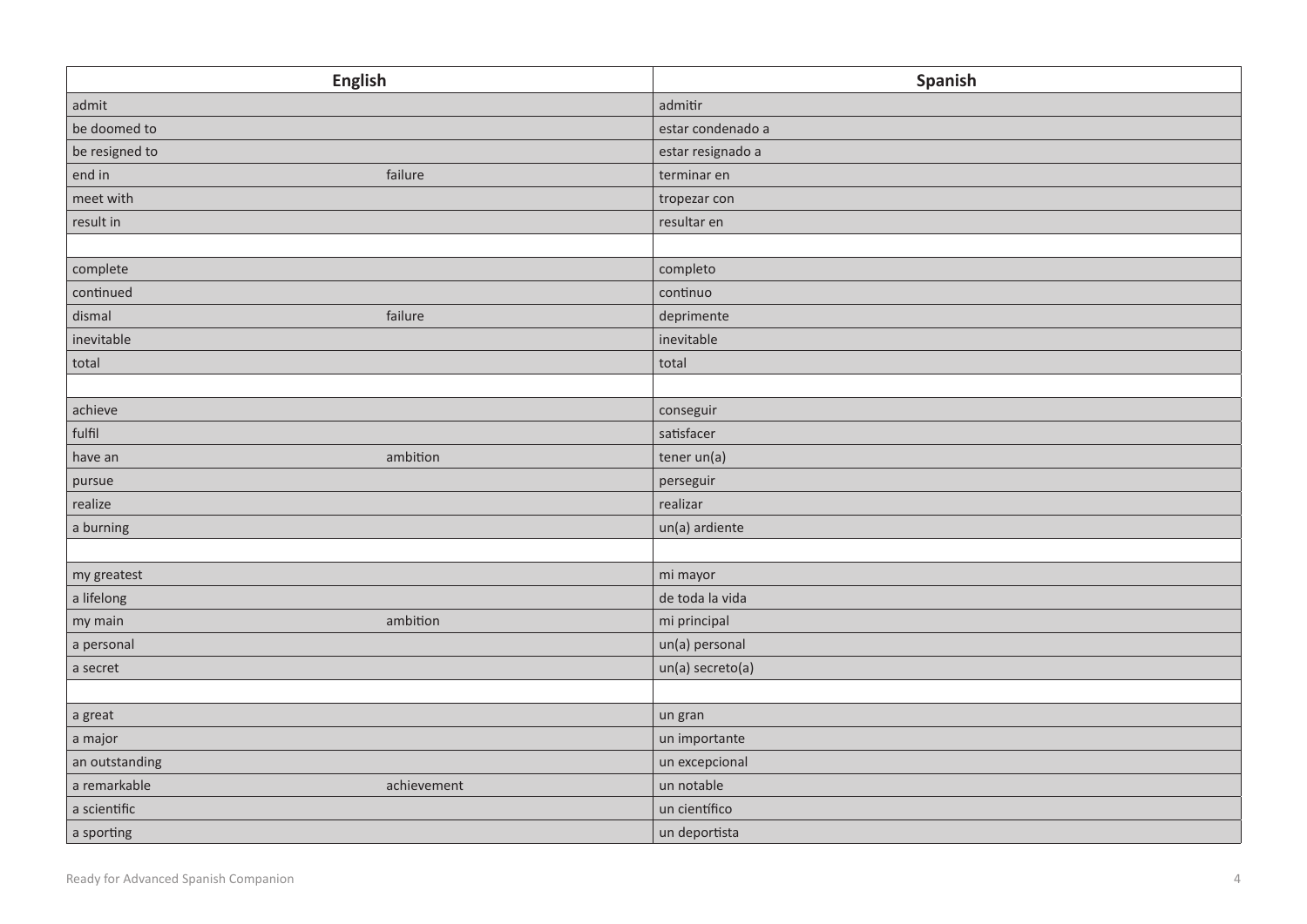| English | | Spanish |
|---|---|---|
| admit | | admitir |
| be doomed to | | estar condenado a |
| be resigned to | | estar resignado a |
| end in | failure | terminar en |
| meet with | | tropezar con |
| result in | | resultar en |
| | | |
| complete | | completo |
| continued | | continuo |
| dismal | failure | deprimente |
| inevitable | | inevitable |
| total | | total |
| | | |
| achieve | | conseguir |
| fulfil | | satisfacer |
| have an | ambition | tener un(a) |
| pursue | | perseguir |
| realize | | realizar |
| a burning | | un(a) ardiente |
| | | |
| my greatest | | mi mayor |
| a lifelong | | de toda la vida |
| my main | ambition | mi principal |
| a personal | | un(a) personal |
| a secret | | un(a) secreto(a) |
| | | |
| a great | | un gran |
| a major | | un importante |
| an outstanding | | un excepcional |
| a remarkable | achievement | un notable |
| a scientific | | un científico |
| a sporting | | un deportista |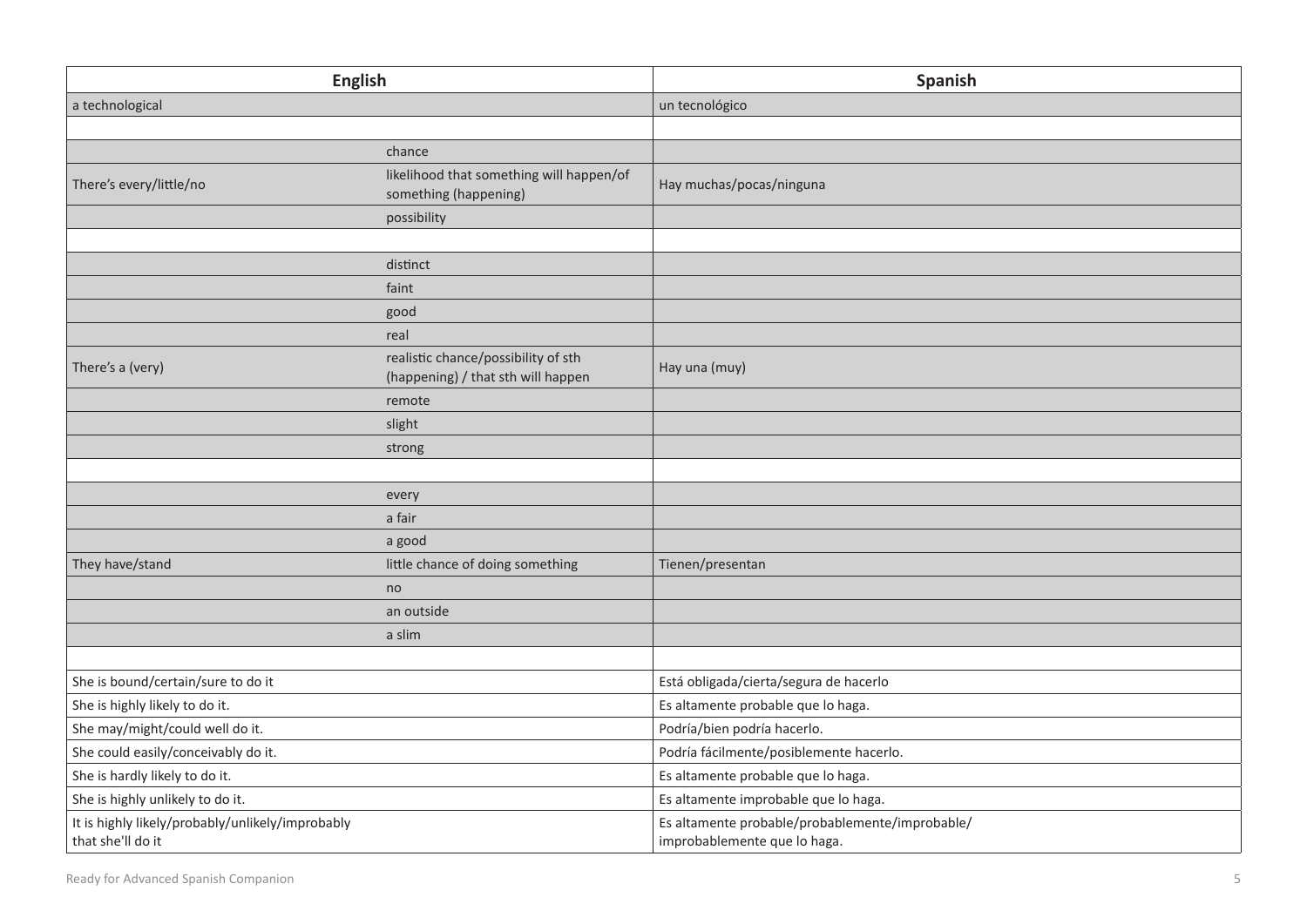| English | | Spanish |
|---|---|---|
| a technological | | un tecnológico |
| | | |
| | chance | |
| There's every/little/no | likelihood that something will happen/of something (happening) | Hay muchas/pocas/ninguna |
| | possibility | |
| | | |
| | distinct | |
| | faint | |
| | good | |
| | real | |
| There's a (very) | realistic chance/possibility of sth (happening) / that sth will happen | Hay una (muy) |
| | remote | |
| | slight | |
| | strong | |
| | | |
| | every | |
| | a fair | |
| | a good | |
| They have/stand | little chance of doing something | Tienen/presentan |
| | no | |
| | an outside | |
| | a slim | |
| | | |
| She is bound/certain/sure to do it | | Está obligada/cierta/segura de hacerlo |
| She is highly likely to do it. | | Es altamente probable que lo haga. |
| She may/might/could well do it. | | Podría/bien podría hacerlo. |
| She could easily/conceivably do it. | | Podría fácilmente/posiblemente hacerlo. |
| She is hardly likely to do it. | | Es altamente probable que lo haga. |
| She is highly unlikely to do it. | | Es altamente improbable que lo haga. |
| It is highly likely/probably/unlikely/improbably that she'll do it | | Es altamente probable/probablemente/improbable/ improbablemente que lo haga. |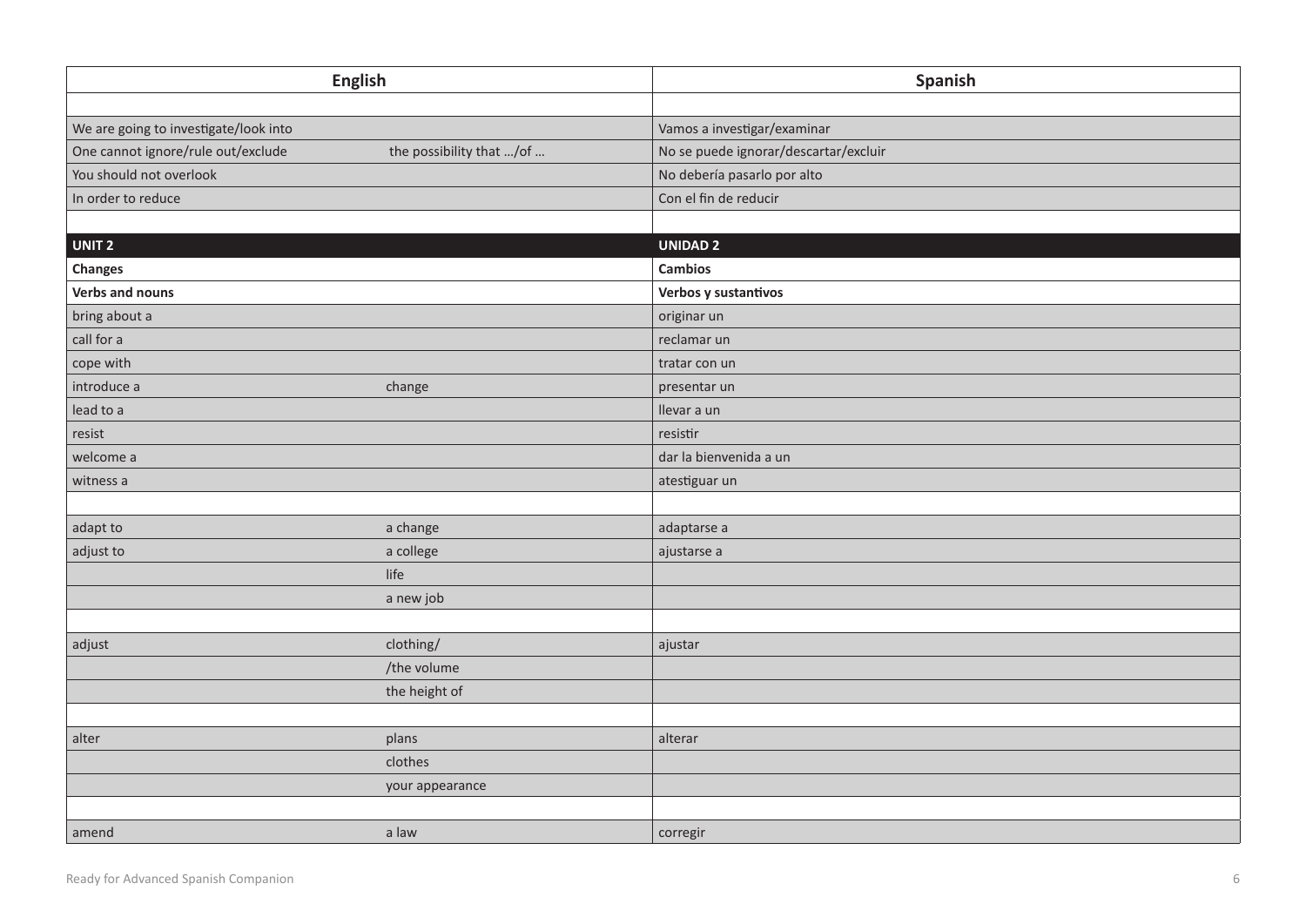| English | | Spanish |
|---|---|---|
| | | |
| We are going to investigate/look into | | Vamos a investigar/examinar |
| One cannot ignore/rule out/exclude | the possibility that …/of … | No se puede ignorar/descartar/excluir |
| You should not overlook | | No debería pasarlo por alto |
| In order to reduce | | Con el fin de reducir |
| | | |
| **UNIT 2** | | **UNIDAD 2** |
| **Changes** | | **Cambios** |
| **Verbs and nouns** | | **Verbos y sustantivos** |
| bring about a | | originar un |
| call for a | | reclamar un |
| cope with | | tratar con un |
| introduce a | change | presentar un |
| lead to a | | llevar a un |
| resist | | resistir |
| welcome a | | dar la bienvenida a un |
| witness a | | atestiguar un |
| | | |
| adapt to | a change | adaptarse a |
| adjust to | a college | ajustarse a |
| | life | |
| | a new job | |
| | | |
| adjust | clothing/ | ajustar |
| | /the volume | |
| | the height of | |
| | | |
| alter | plans | alterar |
| | clothes | |
| | your appearance | |
| | | |
| amend | a law | corregir |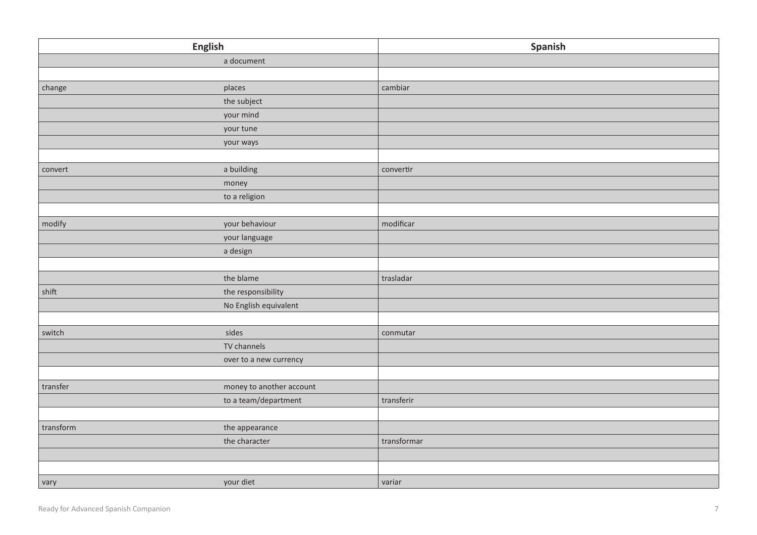| English | | Spanish |
|---|---|---|
| | a document | |
| | | |
| change | places | cambiar |
| | the subject | |
| | your mind | |
| | your tune | |
| | your ways | |
| | | |
| convert | a building | convertir |
| | money | |
| | to a religion | |
| | | |
| modify | your behaviour | modificar |
| | your language | |
| | a design | |
| | | |
| | the blame | trasladar |
| shift | the responsibility | |
| | No English equivalent | |
| | | |
| switch | sides | conmutar |
| | TV channels | |
| | over to a new currency | |
| | | |
| transfer | money to another account | |
| | to a team/department | transferir |
| | | |
| transform | the appearance | |
| | the character | transformar |
| | | |
| | | |
| vary | your diet | variar |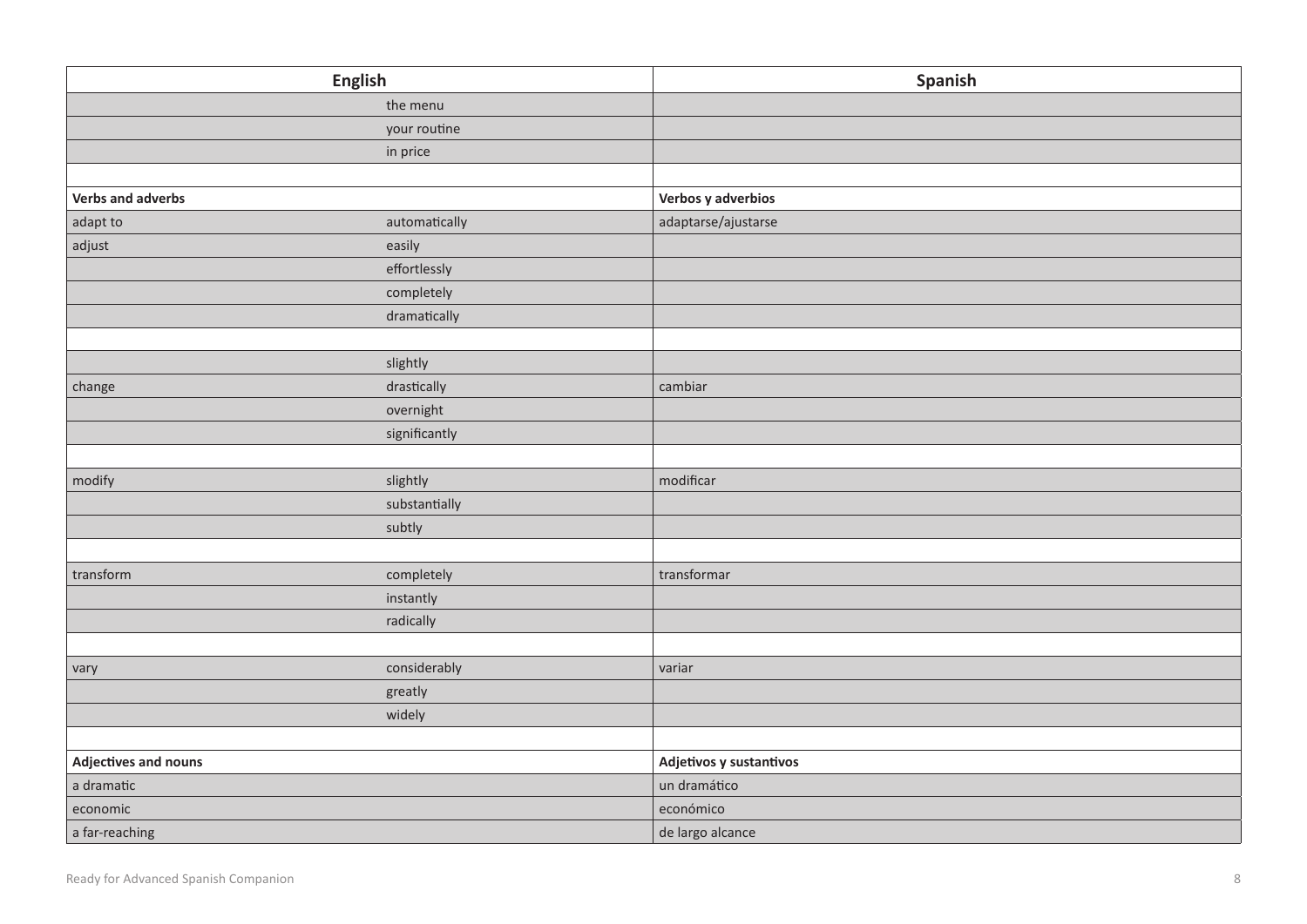| English | | Spanish |
|---|---|---|
| | the menu | |
| | your routine | |
| | in price | |
| | | |
| **Verbs and adverbs** | | **Verbos y adverbios** |
| adapt to | automatically | adaptarse/ajustarse |
| adjust | easily | |
| | effortlessly | |
| | completely | |
| | dramatically | |
| | | |
| | slightly | |
| change | drastically | cambiar |
| | overnight | |
| | significantly | |
| | | |
| modify | slightly | modificar |
| | substantially | |
| | subtly | |
| | | |
| transform | completely | transformar |
| | instantly | |
| | radically | |
| | | |
| vary | considerably | variar |
| | greatly | |
| | widely | |
| | | |
| **Adjectives and nouns** | | **Adjetivos y sustantivos** |
| a dramatic | | un dramático |
| economic | | económico |
| a far-reaching | | de largo alcance |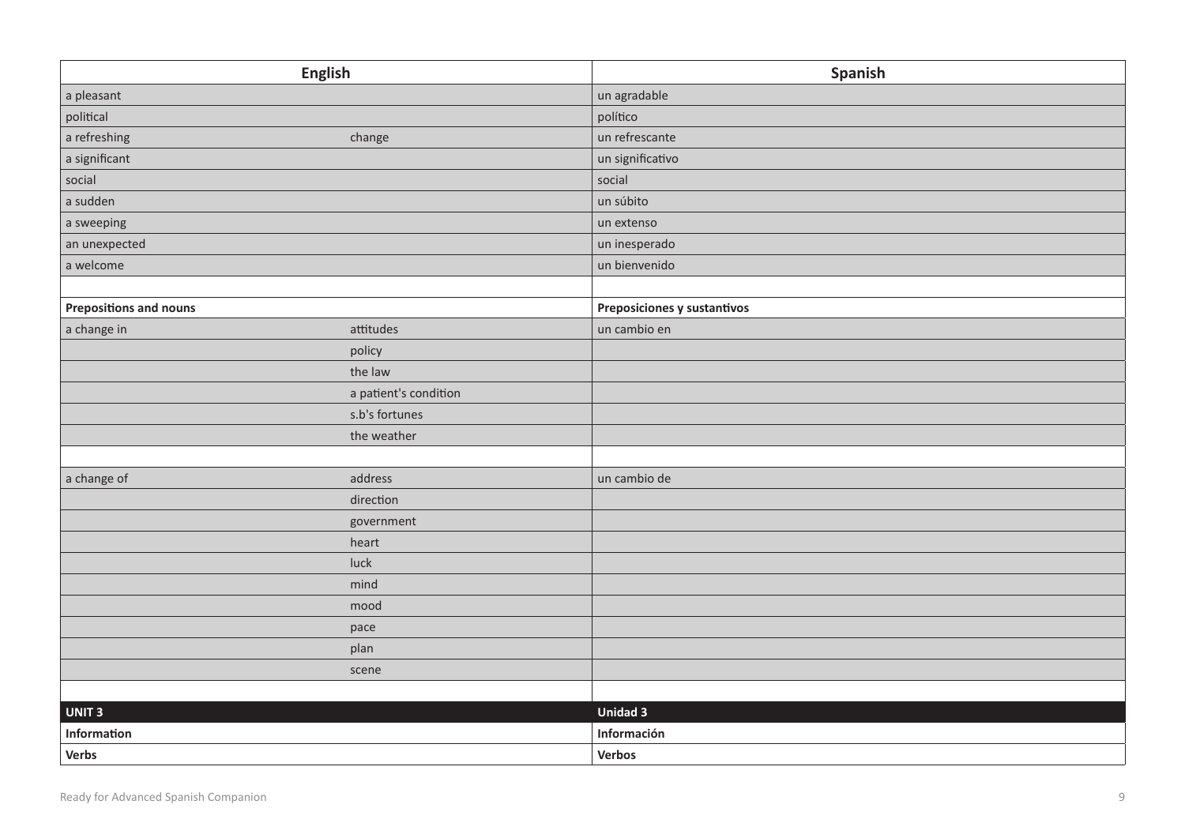| English | | Spanish |
|---|---|---|
| a pleasant | | un agradable |
| political | | político |
| a refreshing | change | un refrescante |
| a significant | | un significativo |
| social | | social |
| a sudden | | un súbito |
| a sweeping | | un extenso |
| an unexpected | | un inesperado |
| a welcome | | un bienvenido |
| | | |
| **Prepositions and nouns** | | **Preposiciones y sustantivos** |
| a change in | attitudes | un cambio en |
| | policy | |
| | the law | |
| | a patient's condition | |
| | s.b's fortunes | |
| | the weather | |
| | | |
| a change of | address | un cambio de |
| | direction | |
| | government | |
| | heart | |
| | luck | |
| | mind | |
| | mood | |
| | pace | |
| | plan | |
| | scene | |
| | | |
| **UNIT 3** | | **Unidad 3** |
| **Information** | | **Información** |
| **Verbs** | | **Verbos** |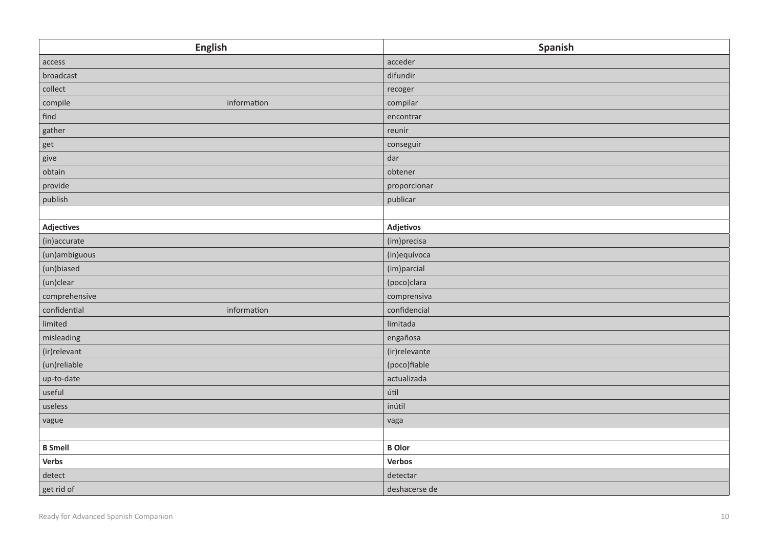| English | | Spanish |
|---|---|---|
| access | | acceder |
| broadcast | | difundir |
| collect | | recoger |
| compile | information | compilar |
| find | | encontrar |
| gather | | reunir |
| get | | conseguir |
| give | | dar |
| obtain | | obtener |
| provide | | proporcionar |
| publish | | publicar |
| | | |
| **Adjectives** | | **Adjetivos** |
| (in)accurate | | (im)precisa |
| (un)ambiguous | | (in)equívoca |
| (un)biased | | (im)parcial |
| (un)clear | | (poco)clara |
| comprehensive | | comprensiva |
| confidential | information | confidencial |
| limited | | limitada |
| misleading | | engañosa |
| (ir)relevant | | (ir)relevante |
| (un)reliable | | (poco)fiable |
| up-to-date | | actualizada |
| useful | | útil |
| useless | | inútil |
| vague | | vaga |
| | | |
| **B Smell** | | **B Olor** |
| **Verbs** | | **Verbos** |
| detect | | detectar |
| get rid of | | deshacerse de |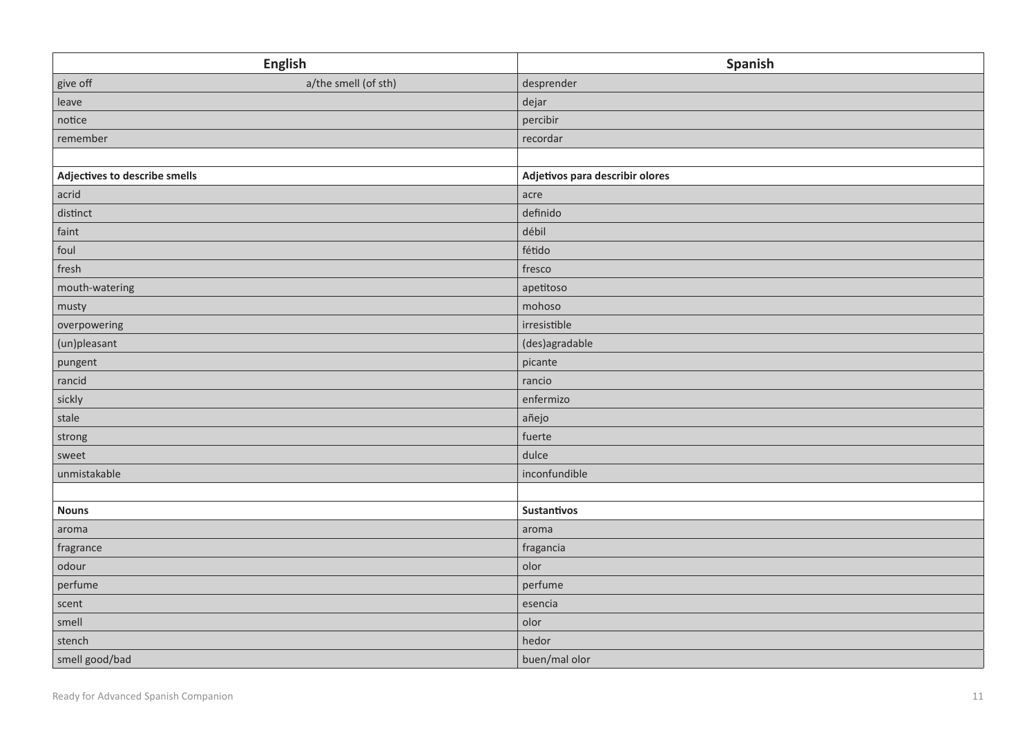| English | Spanish |
| --- | --- |
| give off a/the smell (of sth) | desprender |
| leave | dejar |
| notice | percibir |
| remember | recordar |
| | |
| **Adjectives to describe smells** | **Adjetivos para describir olores** |
| acrid | acre |
| distinct | definido |
| faint | débil |
| foul | fétido |
| fresh | fresco |
| mouth-watering | apetitoso |
| musty | mohoso |
| overpowering | irresistible |
| (un)pleasant | (des)agradable |
| pungent | picante |
| rancid | rancio |
| sickly | enfermizo |
| stale | añejo |
| strong | fuerte |
| sweet | dulce |
| unmistakable | inconfundible |
| | |
| **Nouns** | **Sustantivos** |
| aroma | aroma |
| fragrance | fragancia |
| odour | olor |
| perfume | perfume |
| scent | esencia |
| smell | olor |
| stench | hedor |
| smell good/bad | buen/mal olor |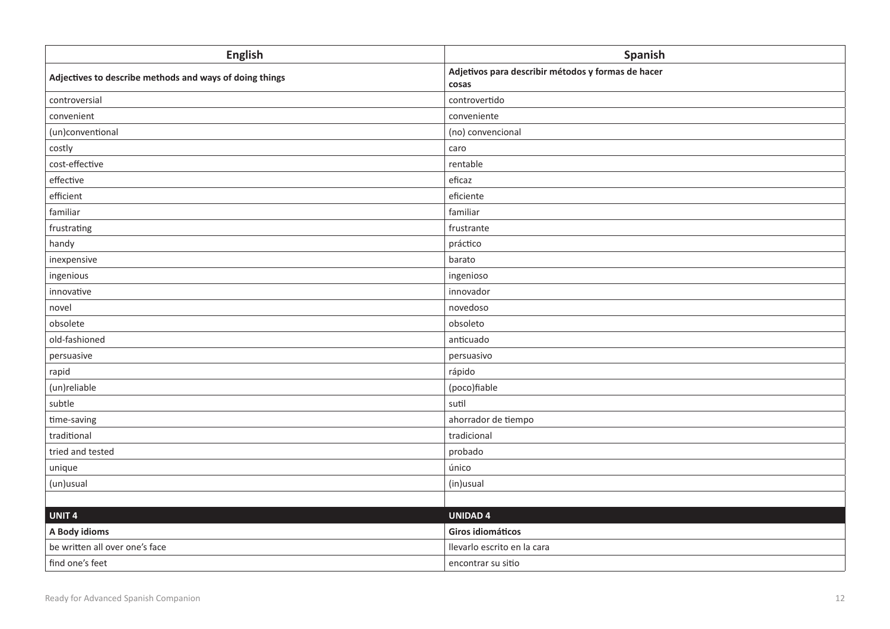| English | Spanish |
| --- | --- |
| **Adjectives to describe methods and ways of doing things** | **Adjetivos para describir métodos y formas de hacer cosas** |
| controversial | controvertido |
| convenient | conveniente |
| (un)conventional | (no) convencional |
| costly | caro |
| cost-effective | rentable |
| effective | eficaz |
| efficient | eficiente |
| familiar | familiar |
| frustrating | frustrante |
| handy | práctico |
| inexpensive | barato |
| ingenious | ingenioso |
| innovative | innovador |
| novel | novedoso |
| obsolete | obsoleto |
| old-fashioned | anticuado |
| persuasive | persuasivo |
| rapid | rápido |
| (un)reliable | (poco)fiable |
| subtle | sutil |
| time-saving | ahorrador de tiempo |
| traditional | tradicional |
| tried and tested | probado |
| unique | único |
| (un)usual | (in)usual |
| | |
| **UNIT 4** | **UNIDAD 4** |
| **A Body idioms** | **Giros idiomáticos** |
| be written all over one's face | llevarlo escrito en la cara |
| find one's feet | encontrar su sitio |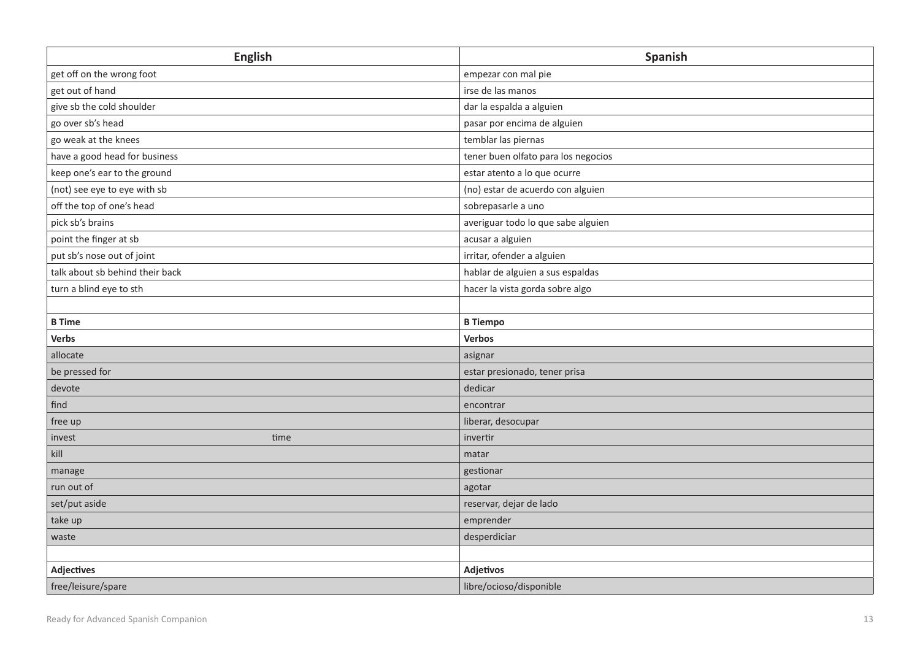| English | Spanish |
|---|---|
| get off on the wrong foot | empezar con mal pie |
| get out of hand | irse de las manos |
| give sb the cold shoulder | dar la espalda a alguien |
| go over sb's head | pasar por encima de alguien |
| go weak at the knees | temblar las piernas |
| have a good head for business | tener buen olfato para los negocios |
| keep one's ear to the ground | estar atento a lo que ocurre |
| (not) see eye to eye with sb | (no) estar de acuerdo con alguien |
| off the top of one's head | sobrepasarle a uno |
| pick sb's brains | averiguar todo lo que sabe alguien |
| point the finger at sb | acusar a alguien |
| put sb's nose out of joint | irritar, ofender a alguien |
| talk about sb behind their back | hablar de alguien a sus espaldas |
| turn a blind eye to sth | hacer la vista gorda sobre algo |
| | |
| **B Time** | **B Tiempo** |
| **Verbs** | **Verbos** |
| allocate | asignar |
| be pressed for | estar presionado, tener prisa |
| devote | dedicar |
| find | encontrar |
| free up | liberar, desocupar |
| invest time | invertir |
| kill | matar |
| manage | gestionar |
| run out of | agotar |
| set/put aside | reservar, dejar de lado |
| take up | emprender |
| waste | desperdiciar |
| | |
| **Adjectives** | **Adjetivos** |
| free/leisure/spare | libre/ocioso/disponible |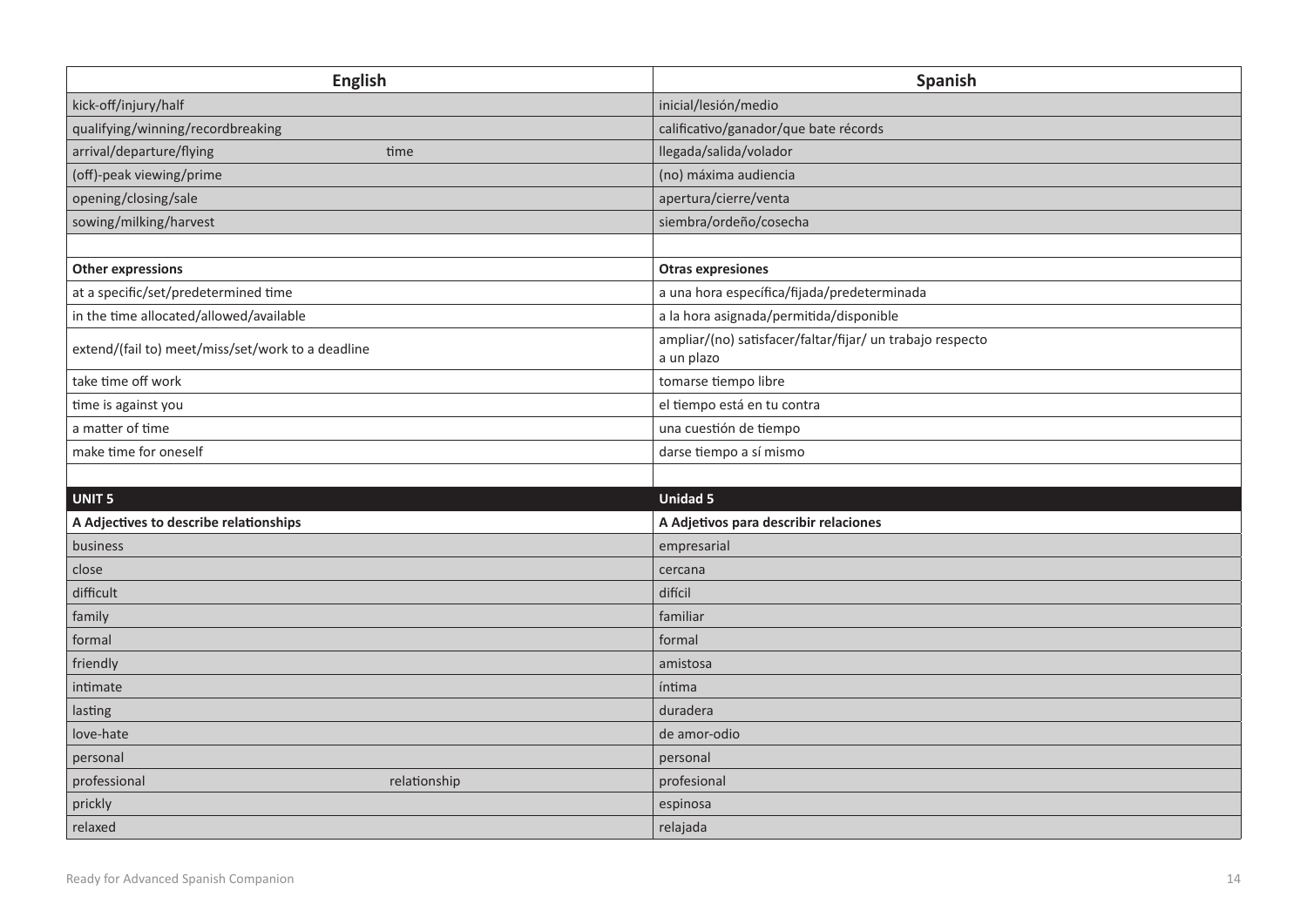| English | | Spanish |
|---|---|---|
| kick-off/injury/half | | inicial/lesión/medio |
| qualifying/winning/recordbreaking | | calificativo/ganador/que bate récords |
| arrival/departure/flying | time | llegada/salida/volador |
| (off)-peak viewing/prime | | (no) máxima audiencia |
| opening/closing/sale | | apertura/cierre/venta |
| sowing/milking/harvest | | siembra/ordeño/cosecha |
| | | |
| **Other expressions** | | **Otras expresiones** |
| at a specific/set/predetermined time | | a una hora específica/fijada/predeterminada |
| in the time allocated/allowed/available | | a la hora asignada/permitida/disponible |
| extend/(fail to) meet/miss/set/work to a deadline | | ampliar/(no) satisfacer/faltar/fijar/ un trabajo respecto a un plazo |
| take time off work | | tomarse tiempo libre |
| time is against you | | el tiempo está en tu contra |
| a matter of time | | una cuestión de tiempo |
| make time for oneself | | darse tiempo a sí mismo |
| | | |
| **UNIT 5** | | **Unidad 5** |
| **A Adjectives to describe relationships** | | **A Adjetivos para describir relaciones** |
| business | | empresarial |
| close | | cercana |
| difficult | | difícil |
| family | | familiar |
| formal | | formal |
| friendly | | amistosa |
| intimate | | íntima |
| lasting | | duradera |
| love-hate | | de amor-odio |
| personal | | personal |
| professional | relationship | profesional |
| prickly | | espinosa |
| relaxed | | relajada |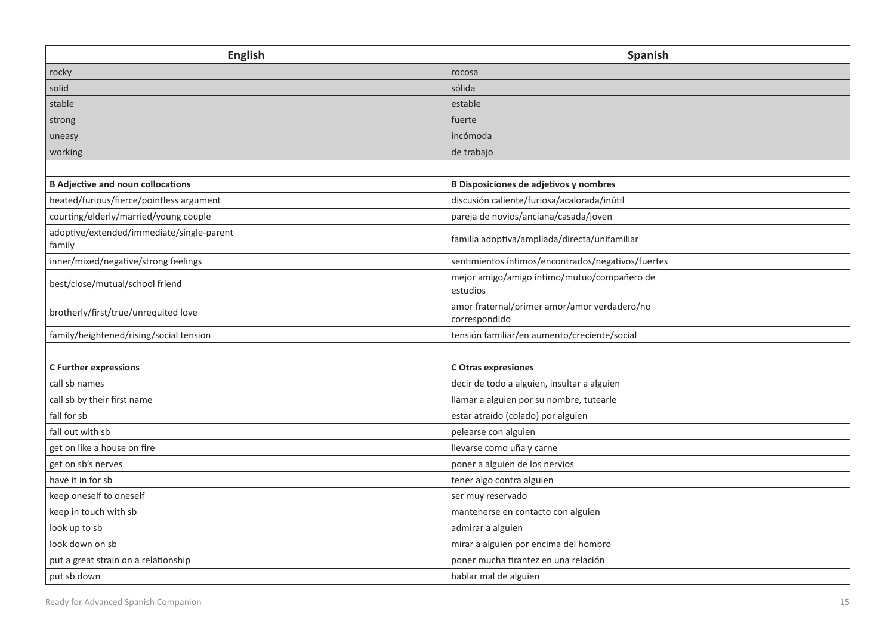| English | Spanish |
| --- | --- |
| rocky | rocosa |
| solid | sólida |
| stable | estable |
| strong | fuerte |
| uneasy | incómoda |
| working | de trabajo |
| | |
| **B Adjective and noun collocations** | **B Disposiciones de adjetivos y nombres** |
| heated/furious/fierce/pointless argument | discusión caliente/furiosa/acalorada/inútil |
| courting/elderly/married/young couple | pareja de novios/anciana/casada/joven |
| adoptive/extended/immediate/single-parent family | familia adoptiva/ampliada/directa/unifamiliar |
| inner/mixed/negative/strong feelings | sentimientos íntimos/encontrados/negativos/fuertes |
| best/close/mutual/school friend | mejor amigo/amigo íntimo/mutuo/compañero de estudios |
| brotherly/first/true/unrequited love | amor fraternal/primer amor/amor verdadero/no correspondido |
| family/heightened/rising/social tension | tensión familiar/en aumento/creciente/social |
| | |
| **C Further expressions** | **C Otras expresiones** |
| call sb names | decir de todo a alguien, insultar a alguien |
| call sb by their first name | llamar a alguien por su nombre, tutearle |
| fall for sb | estar atraído (colado) por alguien |
| fall out with sb | pelearse con alguien |
| get on like a house on fire | llevarse como uña y carne |
| get on sb's nerves | poner a alguien de los nervios |
| have it in for sb | tener algo contra alguien |
| keep oneself to oneself | ser muy reservado |
| keep in touch with sb | mantenerse en contacto con alguien |
| look up to sb | admirar a alguien |
| look down on sb | mirar a alguien por encima del hombro |
| put a great strain on a relationship | poner mucha tirantez en una relación |
| put sb down | hablar mal de alguien |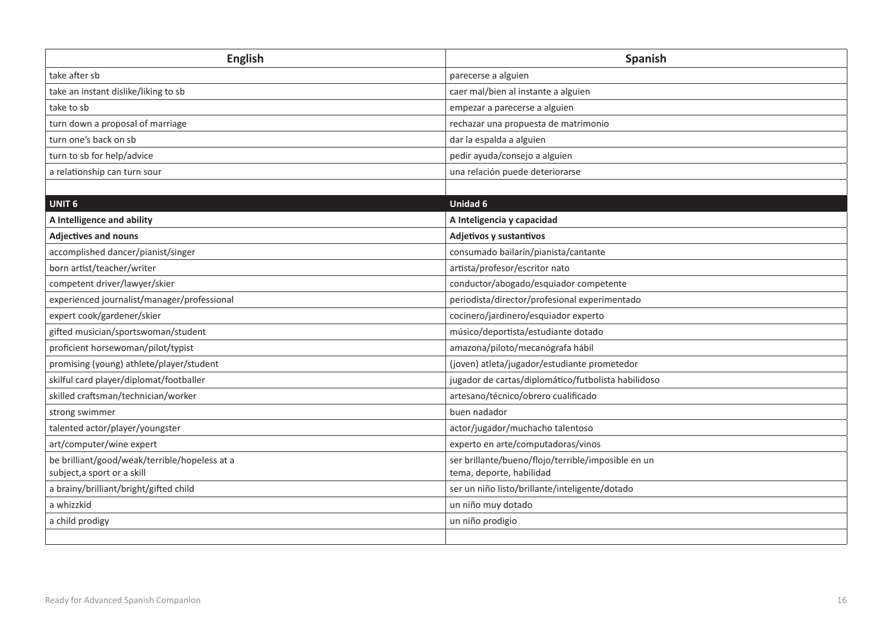| English | Spanish |
|---|---|
| take after sb | parecerse a alguien |
| take an instant dislike/liking to sb | caer mal/bien al instante a alguien |
| take to sb | empezar a parecerse a alguien |
| turn down a proposal of marriage | rechazar una propuesta de matrimonio |
| turn one's back on sb | dar la espalda a alguien |
| turn to sb for help/advice | pedir ayuda/consejo a alguien |
| a relationship can turn sour | una relación puede deteriorarse |
| | |
| **UNIT 6** | **Unidad 6** |
| **A Intelligence and ability** | **A Inteligencia y capacidad** |
| **Adjectives and nouns** | **Adjetivos y sustantivos** |
| accomplished dancer/pianist/singer | consumado bailarín/pianista/cantante |
| born artist/teacher/writer | artista/profesor/escritor nato |
| competent driver/lawyer/skier | conductor/abogado/esquiador competente |
| experienced journalist/manager/professional | periodista/director/profesional experimentado |
| expert cook/gardener/skier | cocinero/jardinero/esquiador experto |
| gifted musician/sportswoman/student | músico/deportista/estudiante dotado |
| proficient horsewoman/pilot/typist | amazona/piloto/mecanógrafa hábil |
| promising (young) athlete/player/student | (joven) atleta/jugador/estudiante prometedor |
| skilful card player/diplomat/footballer | jugador de cartas/diplomático/futbolista habilidoso |
| skilled craftsman/technician/worker | artesano/técnico/obrero cualificado |
| strong swimmer | buen nadador |
| talented actor/player/youngster | actor/jugador/muchacho talentoso |
| art/computer/wine expert | experto en arte/computadoras/vinos |
| be brilliant/good/weak/terrible/hopeless at a subject,a sport or a skill | ser brillante/bueno/flojo/terrible/imposible en un tema, deporte, habilidad |
| a brainy/brilliant/bright/gifted child | ser un niño listo/brillante/inteligente/dotado |
| a whizzkid | un niño muy dotado |
| a child prodigy | un niño prodigio |
| | |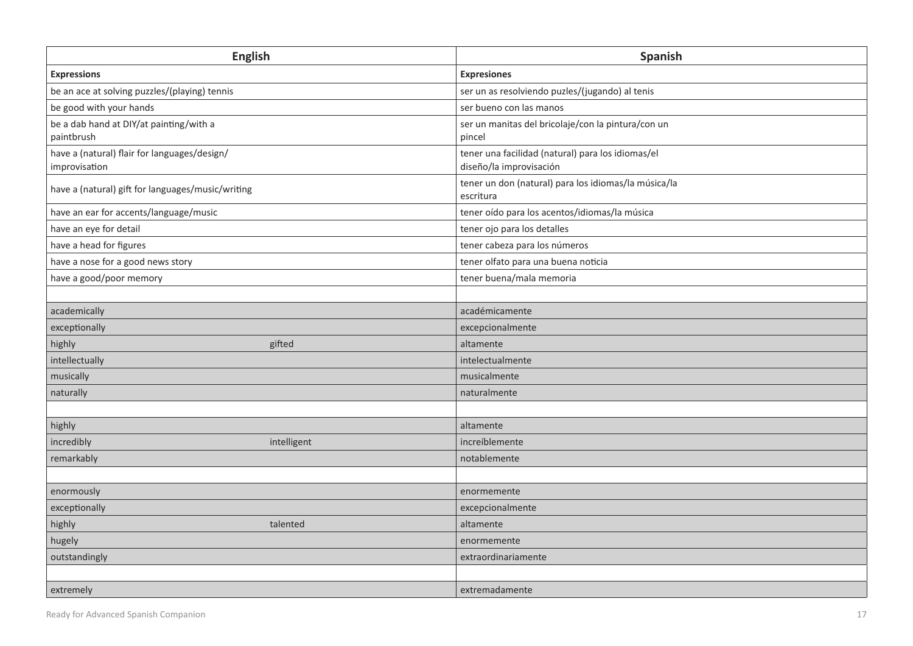| English | | Spanish |
|---|---|---|
| **Expressions** | | **Expresiones** |
| be an ace at solving puzzles/(playing) tennis | | ser un as resolviendo puzles/(jugando) al tenis |
| be good with your hands | | ser bueno con las manos |
| be a dab hand at DIY/at painting/with a paintbrush | | ser un manitas del bricolaje/con la pintura/con un pincel |
| have a (natural) flair for languages/design/ improvisation | | tener una facilidad (natural) para los idiomas/el diseño/la improvisación |
| have a (natural) gift for languages/music/writing | | tener un don (natural) para los idiomas/la música/la escritura |
| have an ear for accents/language/music | | tener oído para los acentos/idiomas/la música |
| have an eye for detail | | tener ojo para los detalles |
| have a head for figures | | tener cabeza para los números |
| have a nose for a good news story | | tener olfato para una buena noticia |
| have a good/poor memory | | tener buena/mala memoria |
| | | |
| academically | | académicamente |
| exceptionally | | excepcionalmente |
| highly | gifted | altamente |
| intellectually | | intelectualmente |
| musically | | musicalmente |
| naturally | | naturalmente |
| | | |
| highly | | altamente |
| incredibly | intelligent | increíblemente |
| remarkably | | notablemente |
| | | |
| enormously | | enormemente |
| exceptionally | | excepcionalmente |
| highly | talented | altamente |
| hugely | | enormemente |
| outstandingly | | extraordinariamente |
| | | |
| extremely | | extremadamente |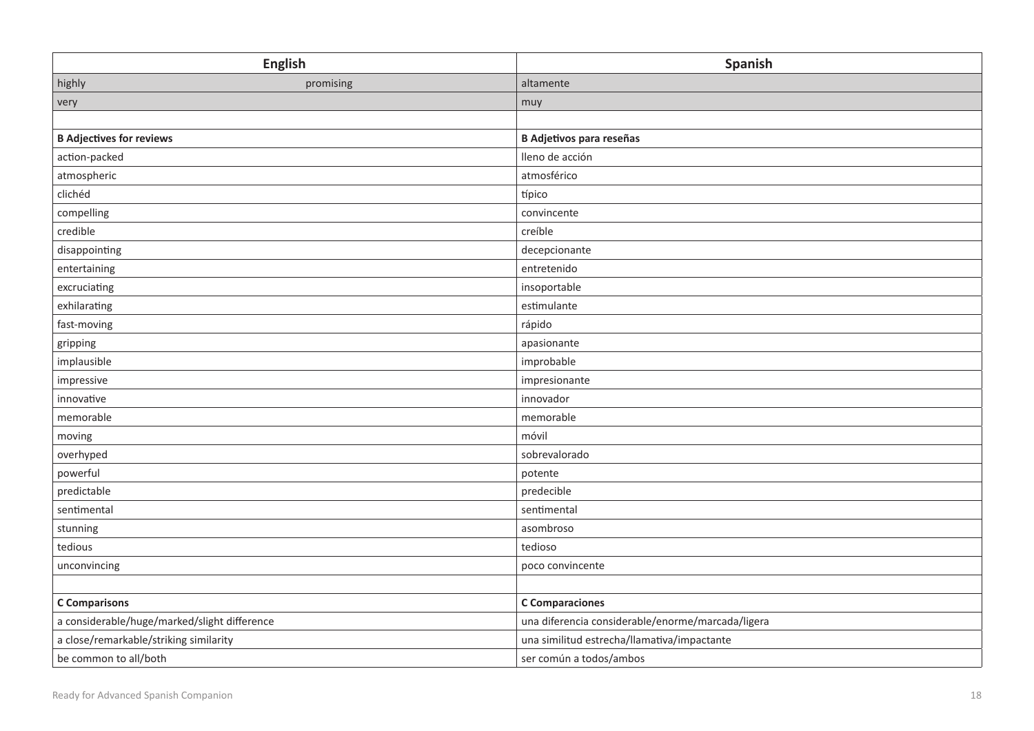| English | Spanish |
|---|---|
| highly promising | altamente |
| very | muy |
| | |
| **B Adjectives for reviews** | **B Adjetivos para reseñas** |
| action-packed | lleno de acción |
| atmospheric | atmosférico |
| clichéd | típico |
| compelling | convincente |
| credible | creíble |
| disappointing | decepcionante |
| entertaining | entretenido |
| excruciating | insoportable |
| exhilarating | estimulante |
| fast-moving | rápido |
| gripping | apasionante |
| implausible | improbable |
| impressive | impresionante |
| innovative | innovador |
| memorable | memorable |
| moving | móvil |
| overhyped | sobrevalorado |
| powerful | potente |
| predictable | predecible |
| sentimental | sentimental |
| stunning | asombroso |
| tedious | tedioso |
| unconvincing | poco convincente |
| | |
| **C Comparisons** | **C Comparaciones** |
| a considerable/huge/marked/slight difference | una diferencia considerable/enorme/marcada/ligera |
| a close/remarkable/striking similarity | una similitud estrecha/llamativa/impactante |
| be common to all/both | ser común a todos/ambos |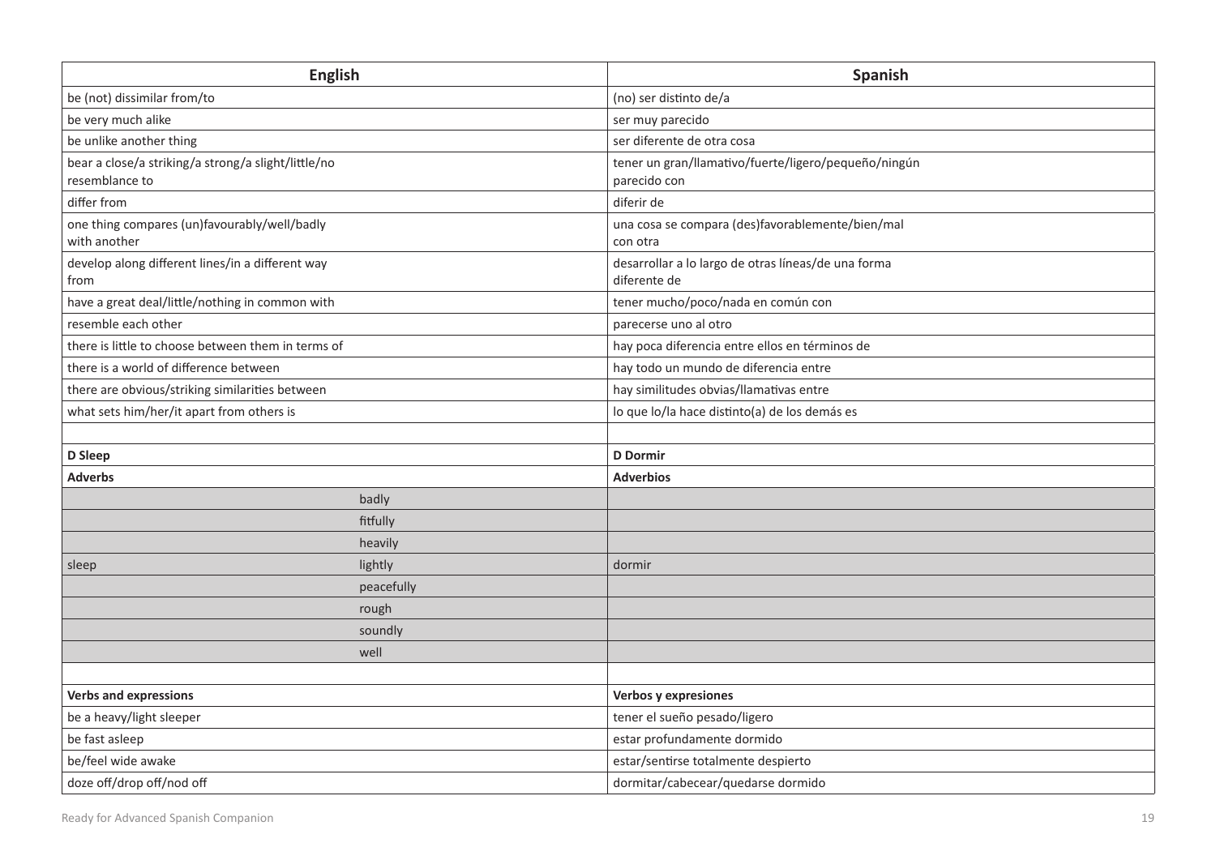| English | Spanish |
|---|---|
| be (not) dissimilar from/to | (no) ser distinto de/a |
| be very much alike | ser muy parecido |
| be unlike another thing | ser diferente de otra cosa |
| bear a close/a striking/a strong/a slight/little/no resemblance to | tener un gran/llamativo/fuerte/ligero/pequeño/ningún parecido con |
| differ from | diferir de |
| one thing compares (un)favourably/well/badly with another | una cosa se compara (des)favorablemente/bien/mal con otra |
| develop along different lines/in a different way from | desarrollar a lo largo de otras líneas/de una forma diferente de |
| have a great deal/little/nothing in common with | tener mucho/poco/nada en común con |
| resemble each other | parecerse uno al otro |
| there is little to choose between them in terms of | hay poca diferencia entre ellos en términos de |
| there is a world of difference between | hay todo un mundo de diferencia entre |
| there are obvious/striking similarities between | hay similitudes obvias/llamativas entre |
| what sets him/her/it apart from others is | lo que lo/la hace distinto(a) de los demás es |
| | |
| **D Sleep** | **D Dormir** |
| **Adverbs** | **Adverbios** |
| badly | |
| fitfully | |
| heavily | |
| sleep lightly | dormir |
| peacefully | |
| rough | |
| soundly | |
| well | |
| | |
| **Verbs and expressions** | **Verbos y expresiones** |
| be a heavy/light sleeper | tener el sueño pesado/ligero |
| be fast asleep | estar profundamente dormido |
| be/feel wide awake | estar/sentirse totalmente despierto |
| doze off/drop off/nod off | dormitar/cabecear/quedarse dormido |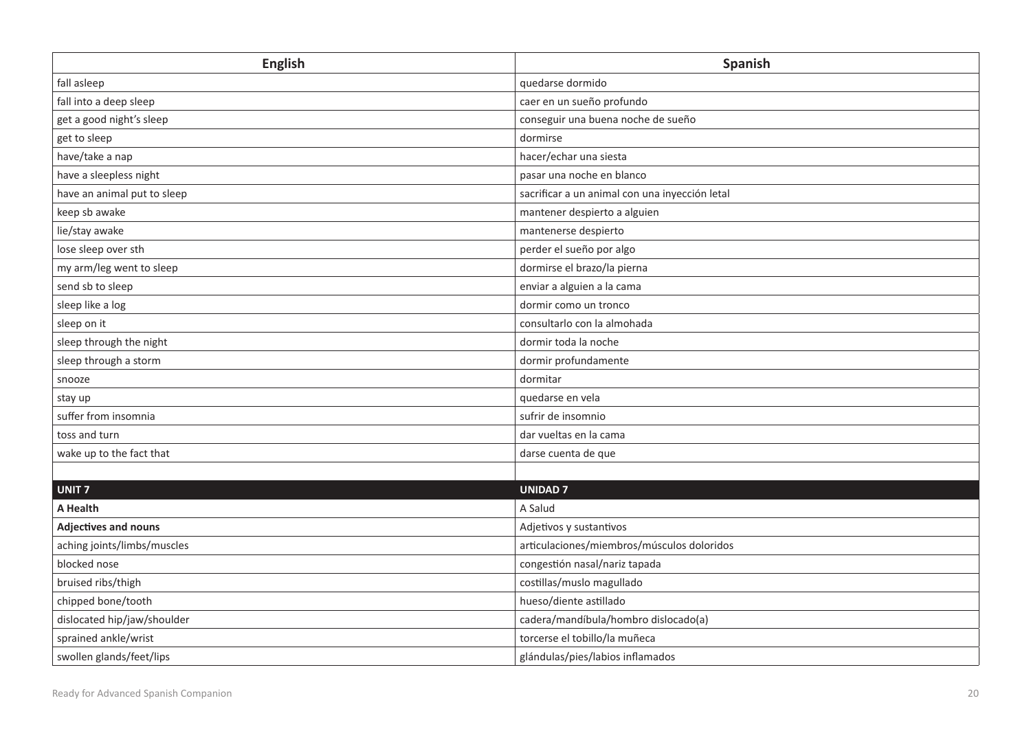| English | Spanish |
|---|---|
| fall asleep | quedarse dormido |
| fall into a deep sleep | caer en un sueño profundo |
| get a good night's sleep | conseguir una buena noche de sueño |
| get to sleep | dormirse |
| have/take a nap | hacer/echar una siesta |
| have a sleepless night | pasar una noche en blanco |
| have an animal put to sleep | sacrificar a un animal con una inyección letal |
| keep sb awake | mantener despierto a alguien |
| lie/stay awake | mantenerse despierto |
| lose sleep over sth | perder el sueño por algo |
| my arm/leg went to sleep | dormirse el brazo/la pierna |
| send sb to sleep | enviar a alguien a la cama |
| sleep like a log | dormir como un tronco |
| sleep on it | consultarlo con la almohada |
| sleep through the night | dormir toda la noche |
| sleep through a storm | dormir profundamente |
| snooze | dormitar |
| stay up | quedarse en vela |
| suffer from insomnia | sufrir de insomnio |
| toss and turn | dar vueltas en la cama |
| wake up to the fact that | darse cuenta de que |
| | |
| **UNIT 7** | **UNIDAD 7** |
| **A Health** | A Salud |
| **Adjectives and nouns** | Adjetivos y sustantivos |
| aching joints/limbs/muscles | articulaciones/miembros/músculos doloridos |
| blocked nose | congestión nasal/nariz tapada |
| bruised ribs/thigh | costillas/muslo magullado |
| chipped bone/tooth | hueso/diente astillado |
| dislocated hip/jaw/shoulder | cadera/mandíbula/hombro dislocado(a) |
| sprained ankle/wrist | torcerse el tobillo/la muñeca |
| swollen glands/feet/lips | glándulas/pies/labios inflamados |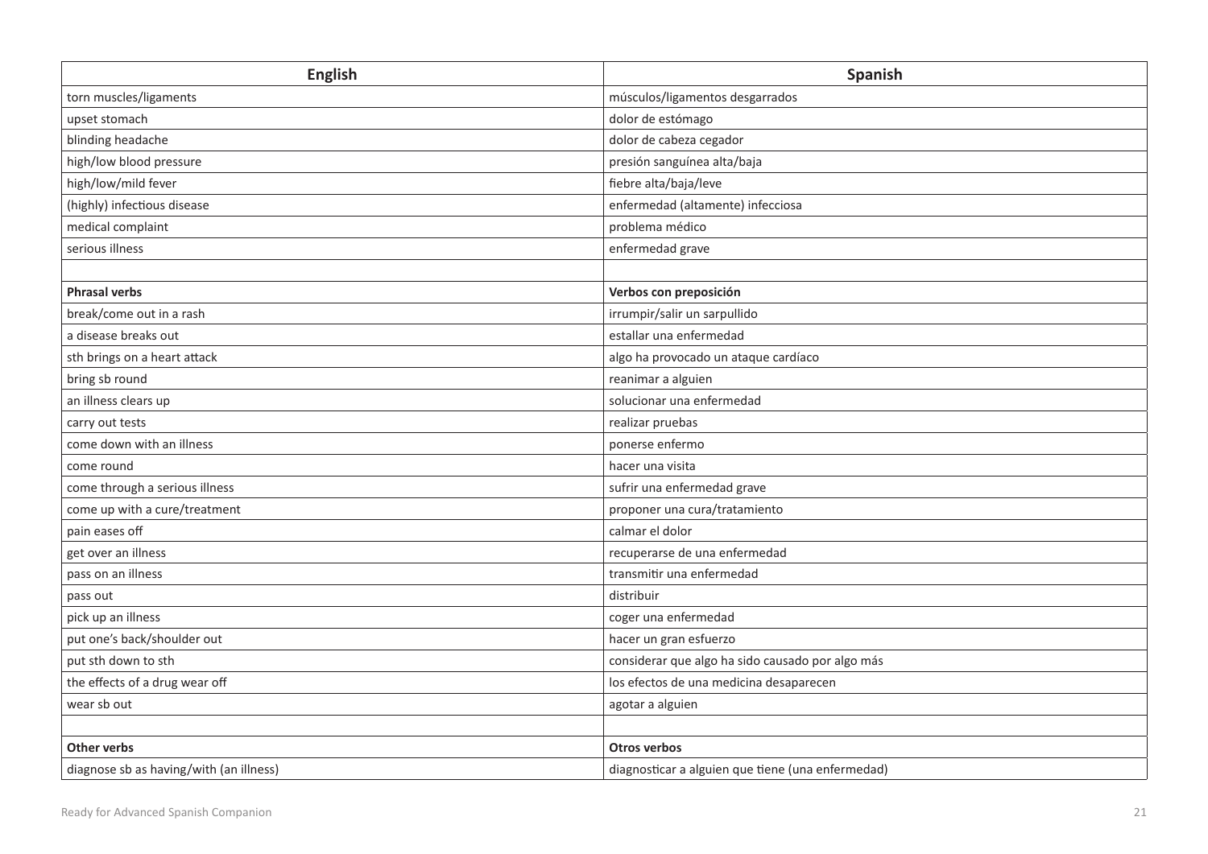| English | Spanish |
|---|---|
| torn muscles/ligaments | músculos/ligamentos desgarrados |
| upset stomach | dolor de estómago |
| blinding headache | dolor de cabeza cegador |
| high/low blood pressure | presión sanguínea alta/baja |
| high/low/mild fever | fiebre alta/baja/leve |
| (highly) infectious disease | enfermedad (altamente) infecciosa |
| medical complaint | problema médico |
| serious illness | enfermedad grave |
| | |
| **Phrasal verbs** | **Verbos con preposición** |
| break/come out in a rash | irrumpir/salir un sarpullido |
| a disease breaks out | estallar una enfermedad |
| sth brings on a heart attack | algo ha provocado un ataque cardíaco |
| bring sb round | reanimar a alguien |
| an illness clears up | solucionar una enfermedad |
| carry out tests | realizar pruebas |
| come down with an illness | ponerse enfermo |
| come round | hacer una visita |
| come through a serious illness | sufrir una enfermedad grave |
| come up with a cure/treatment | proponer una cura/tratamiento |
| pain eases off | calmar el dolor |
| get over an illness | recuperarse de una enfermedad |
| pass on an illness | transmitir una enfermedad |
| pass out | distribuir |
| pick up an illness | coger una enfermedad |
| put one's back/shoulder out | hacer un gran esfuerzo |
| put sth down to sth | considerar que algo ha sido causado por algo más |
| the effects of a drug wear off | los efectos de una medicina desaparecen |
| wear sb out | agotar a alguien |
| | |
| **Other verbs** | **Otros verbos** |
| diagnose sb as having/with (an illness) | diagnosticar a alguien que tiene (una enfermedad) |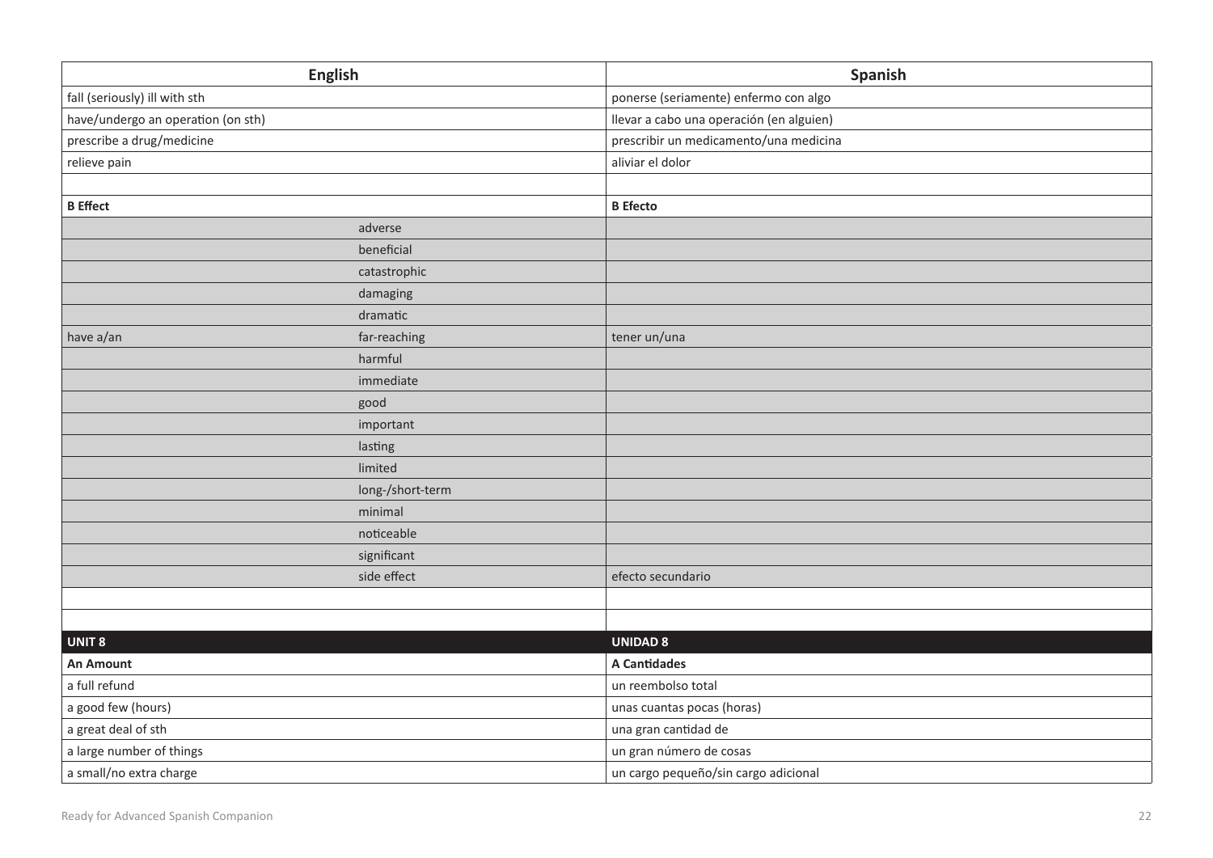| English | | Spanish |
|---|---|---|
| fall (seriously) ill with sth | | ponerse (seriamente) enfermo con algo |
| have/undergo an operation (on sth) | | llevar a cabo una operación (en alguien) |
| prescribe a drug/medicine | | prescribir un medicamento/una medicina |
| relieve pain | | aliviar el dolor |
| | | |
| **B Effect** | | **B Efecto** |
| | adverse | |
| | beneficial | |
| | catastrophic | |
| | damaging | |
| | dramatic | |
| have a/an | far-reaching | tener un/una |
| | harmful | |
| | immediate | |
| | good | |
| | important | |
| | lasting | |
| | limited | |
| | long-/short-term | |
| | minimal | |
| | noticeable | |
| | significant | |
| | side effect | efecto secundario |
| | | |
| | | |
| **UNIT 8** | | **UNIDAD 8** |
| **An Amount** | | **A Cantidades** |
| a full refund | | un reembolso total |
| a good few (hours) | | unas cuantas pocas (horas) |
| a great deal of sth | | una gran cantidad de |
| a large number of things | | un gran número de cosas |
| a small/no extra charge | | un cargo pequeño/sin cargo adicional |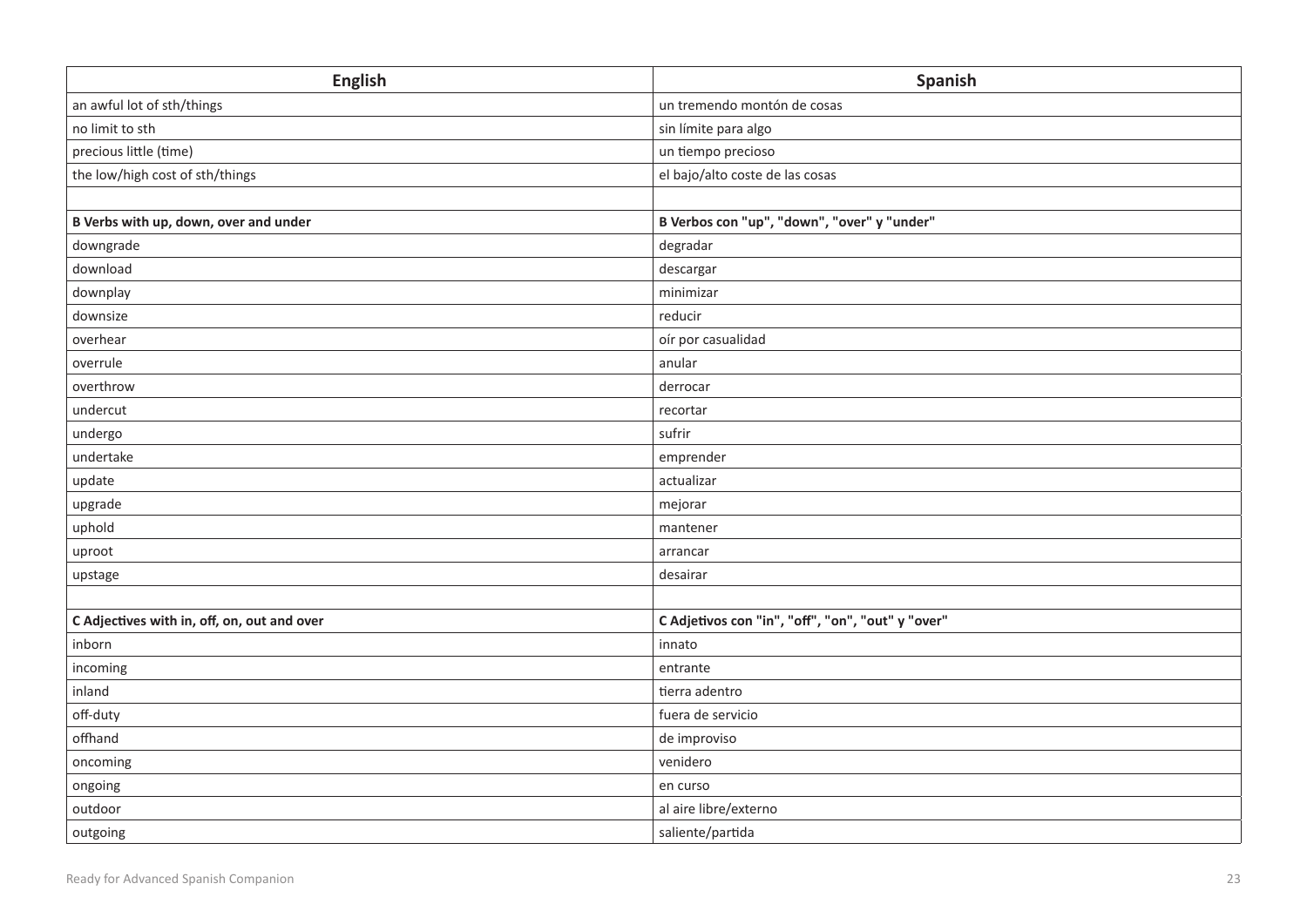| English | Spanish |
|---|---|
| an awful lot of sth/things | un tremendo montón de cosas |
| no limit to sth | sin límite para algo |
| precious little (time) | un tiempo precioso |
| the low/high cost of sth/things | el bajo/alto coste de las cosas |
| | |
| **B Verbs with up, down, over and under** | **B Verbos con "up", "down", "over" y "under"** |
| downgrade | degradar |
| download | descargar |
| downplay | minimizar |
| downsize | reducir |
| overhear | oír por casualidad |
| overrule | anular |
| overthrow | derrocar |
| undercut | recortar |
| undergo | sufrir |
| undertake | emprender |
| update | actualizar |
| upgrade | mejorar |
| uphold | mantener |
| uproot | arrancar |
| upstage | desairar |
| | |
| **C Adjectives with in, off, on, out and over** | **C Adjetivos con "in", "off", "on", "out" y "over"** |
| inborn | innato |
| incoming | entrante |
| inland | tierra adentro |
| off-duty | fuera de servicio |
| offhand | de improviso |
| oncoming | venidero |
| ongoing | en curso |
| outdoor | al aire libre/externo |
| outgoing | saliente/partida |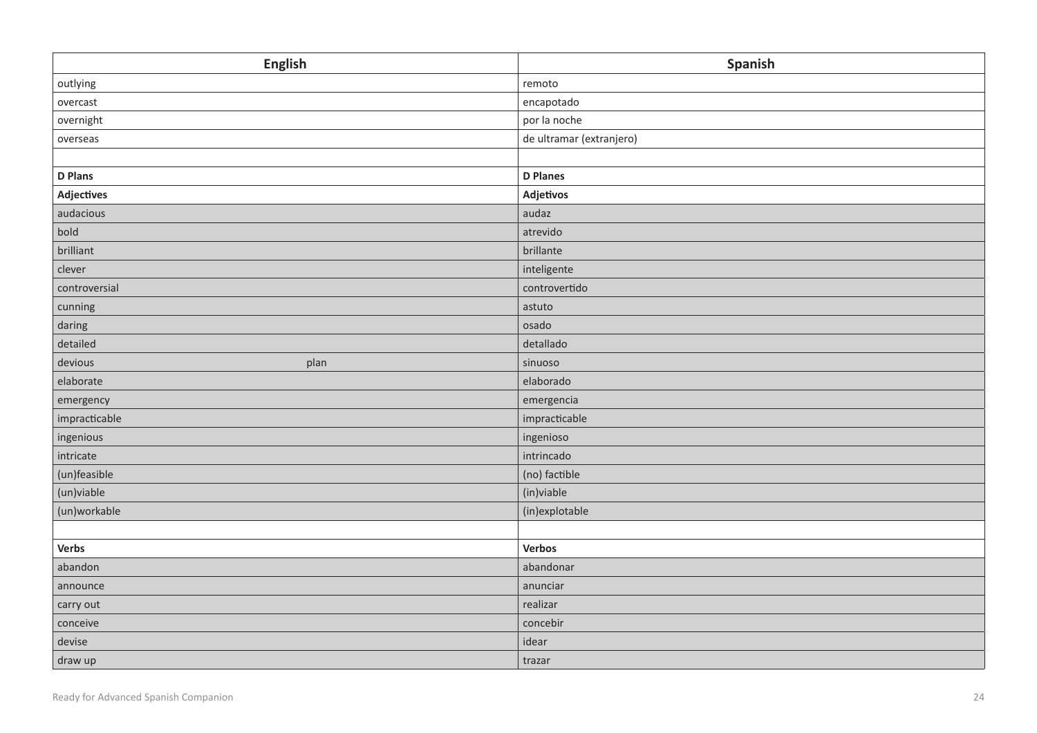| English | Spanish |
| --- | --- |
| outlying | remoto |
| overcast | encapotado |
| overnight | por la noche |
| overseas | de ultramar (extranjero) |
| | |
| **D Plans** | **D Planes** |
| **Adjectives** | **Adjetivos** |
| audacious | audaz |
| bold | atrevido |
| brilliant | brillante |
| clever | inteligente |
| controversial | controvertido |
| cunning | astuto |
| daring | osado |
| detailed | detallado |
| devious plan | sinuoso |
| elaborate | elaborado |
| emergency | emergencia |
| impracticable | impracticable |
| ingenious | ingenioso |
| intricate | intrincado |
| (un)feasible | (no) factible |
| (un)viable | (in)viable |
| (un)workable | (in)explotable |
| | |
| **Verbs** | **Verbos** |
| abandon | abandonar |
| announce | anunciar |
| carry out | realizar |
| conceive | concebir |
| devise | idear |
| draw up | trazar |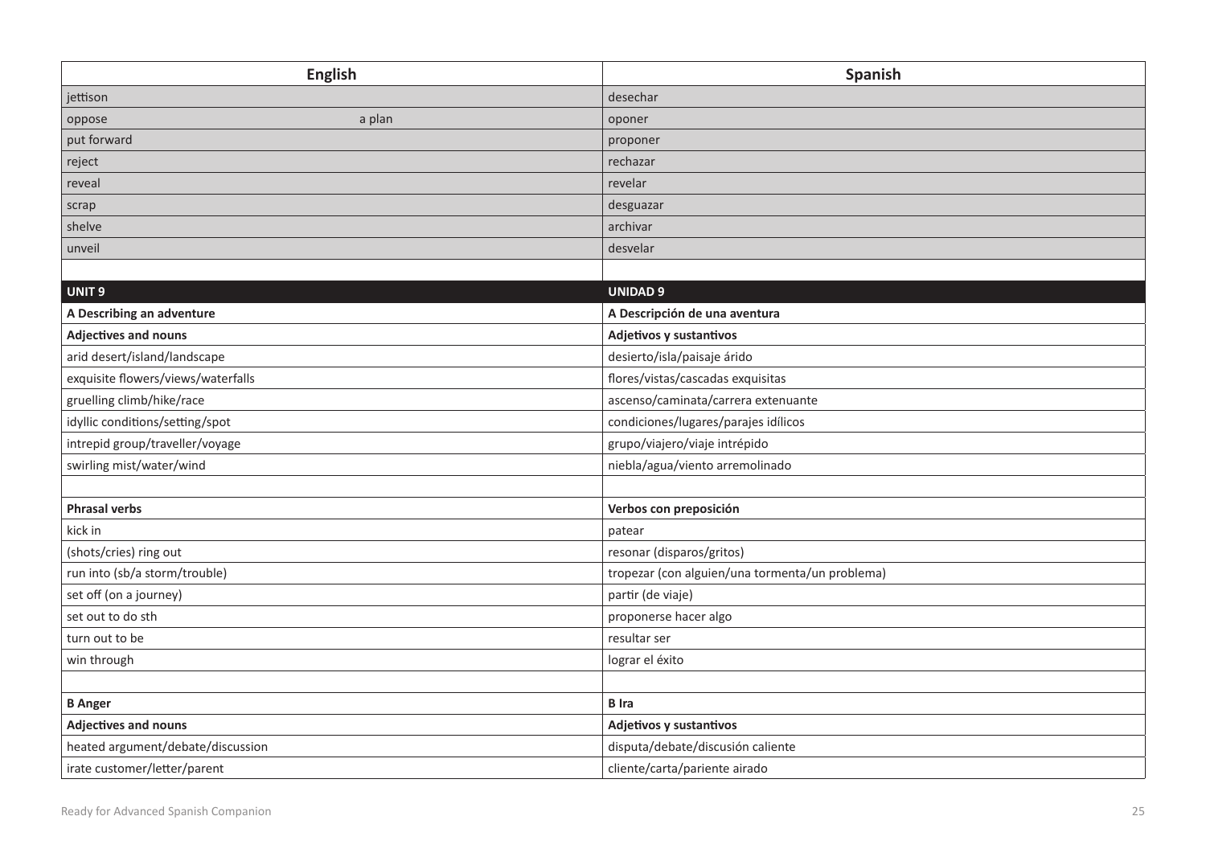| English | Spanish |
|---|---|
| jettison | desechar |
| oppose a plan | oponer |
| put forward | proponer |
| reject | rechazar |
| reveal | revelar |
| scrap | desguazar |
| shelve | archivar |
| unveil | desvelar |
| | |
| **UNIT 9** | **UNIDAD 9** |
| **A Describing an adventure** | **A Descripción de una aventura** |
| **Adjectives and nouns** | **Adjetivos y sustantivos** |
| arid desert/island/landscape | desierto/isla/paisaje árido |
| exquisite flowers/views/waterfalls | flores/vistas/cascadas exquisitas |
| gruelling climb/hike/race | ascenso/caminata/carrera extenuante |
| idyllic conditions/setting/spot | condiciones/lugares/parajes idílicos |
| intrepid group/traveller/voyage | grupo/viajero/viaje intrépido |
| swirling mist/water/wind | niebla/agua/viento arremolinado |
| | |
| **Phrasal verbs** | **Verbos con preposición** |
| kick in | patear |
| (shots/cries) ring out | resonar (disparos/gritos) |
| run into (sb/a storm/trouble) | tropezar (con alguien/una tormenta/un problema) |
| set off (on a journey) | partir (de viaje) |
| set out to do sth | proponerse hacer algo |
| turn out to be | resultar ser |
| win through | lograr el éxito |
| | |
| **B Anger** | **B Ira** |
| **Adjectives and nouns** | **Adjetivos y sustantivos** |
| heated argument/debate/discussion | disputa/debate/discusión caliente |
| irate customer/letter/parent | cliente/carta/pariente airado |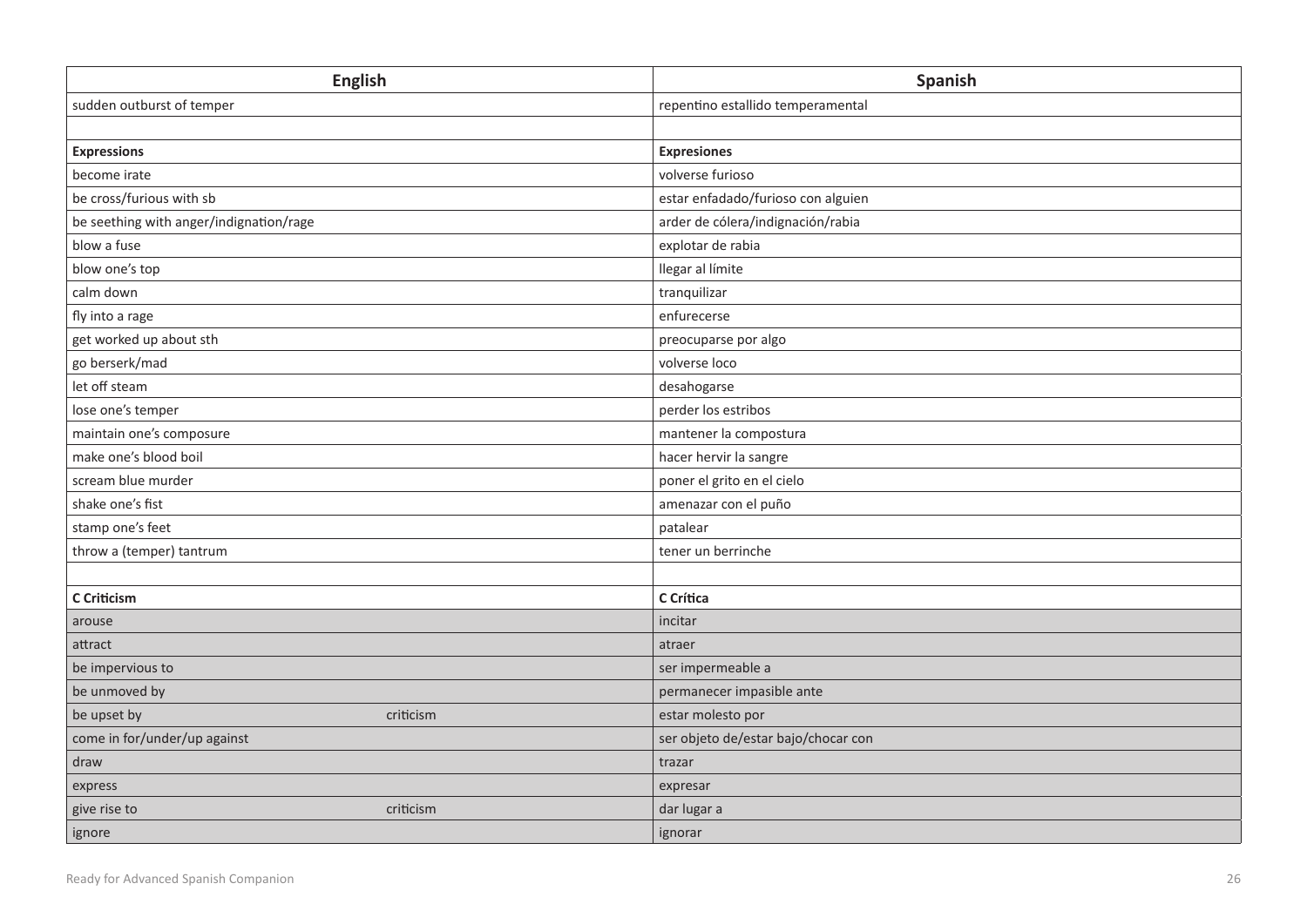| English | Spanish |
| --- | --- |
| sudden outburst of temper | repentino estallido temperamental |
| | |
| **Expressions** | **Expresiones** |
| become irate | volverse furioso |
| be cross/furious with sb | estar enfadado/furioso con alguien |
| be seething with anger/indignation/rage | arder de cólera/indignación/rabia |
| blow a fuse | explotar de rabia |
| blow one's top | llegar al límite |
| calm down | tranquilizar |
| fly into a rage | enfurecerse |
| get worked up about sth | preocuparse por algo |
| go berserk/mad | volverse loco |
| let off steam | desahogarse |
| lose one's temper | perder los estribos |
| maintain one's composure | mantener la compostura |
| make one's blood boil | hacer hervir la sangre |
| scream blue murder | poner el grito en el cielo |
| shake one's fist | amenazar con el puño |
| stamp one's feet | patalear |
| throw a (temper) tantrum | tener un berrinche |
| | |
| **C Criticism** | **C Crítica** |
| arouse | incitar |
| attract | atraer |
| be impervious to | ser impermeable a |
| be unmoved by | permanecer impasible ante |
| be upset by criticism | estar molesto por |
| come in for/under/up against | ser objeto de/estar bajo/chocar con |
| draw | trazar |
| express | expresar |
| give rise to criticism | dar lugar a |
| ignore | ignorar |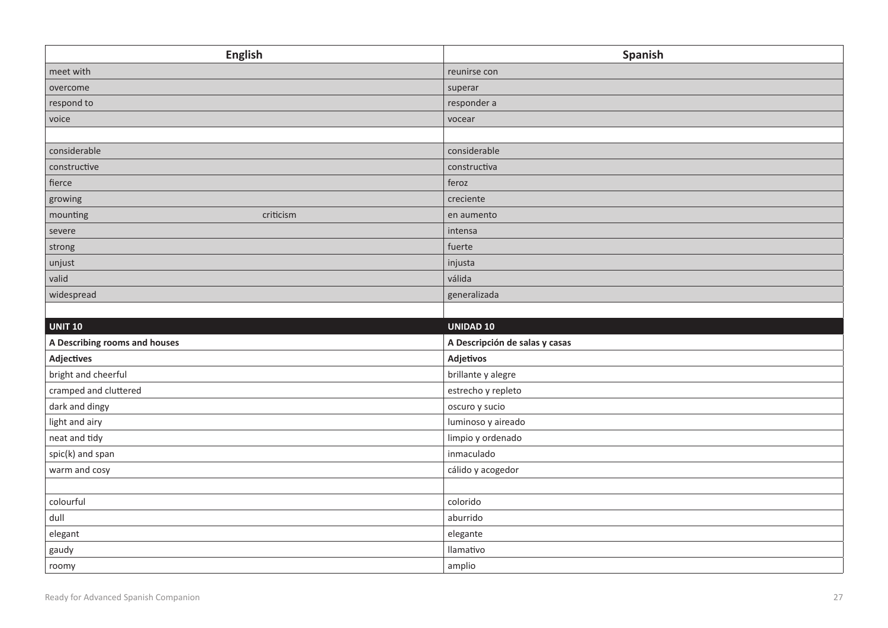| English | | Spanish |
|---|---|---|
| meet with | | reunirse con |
| overcome | | superar |
| respond to | | responder a |
| voice | | vocear |
| | | |
| considerable | | considerable |
| constructive | | constructiva |
| fierce | | feroz |
| growing | | creciente |
| mounting | criticism | en aumento |
| severe | | intensa |
| strong | | fuerte |
| unjust | | injusta |
| valid | | válida |
| widespread | | generalizada |
| | | |
| **UNIT 10** | | **UNIDAD 10** |
| **A Describing rooms and houses** | | **A Descripción de salas y casas** |
| **Adjectives** | | **Adjetivos** |
| bright and cheerful | | brillante y alegre |
| cramped and cluttered | | estrecho y repleto |
| dark and dingy | | oscuro y sucio |
| light and airy | | luminoso y aireado |
| neat and tidy | | limpio y ordenado |
| spic(k) and span | | inmaculado |
| warm and cosy | | cálido y acogedor |
| | | |
| colourful | | colorido |
| dull | | aburrido |
| elegant | | elegante |
| gaudy | | llamativo |
| roomy | | amplio |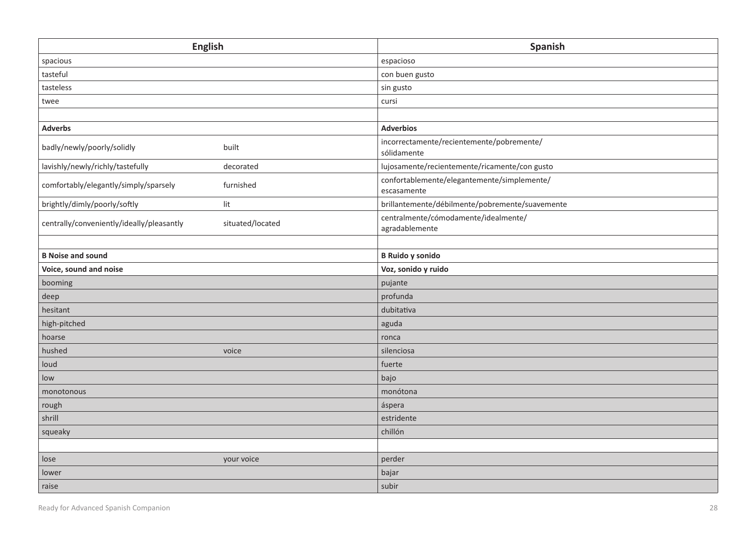| English | | Spanish |
|---|---|---|
| spacious | | espacioso |
| tasteful | | con buen gusto |
| tasteless | | sin gusto |
| twee | | cursi |
| | | |
| **Adverbs** | | **Adverbios** |
| badly/newly/poorly/solidly | built | incorrectamente/recientemente/pobremente/ sólidamente |
| lavishly/newly/richly/tastefully | decorated | lujosamente/recientemente/ricamente/con gusto |
| comfortably/elegantly/simply/sparsely | furnished | confortablemente/elegantemente/simplemente/ escasamente |
| brightly/dimly/poorly/softly | lit | brillantemente/débilmente/pobremente/suavemente |
| centrally/conveniently/ideally/pleasantly | situated/located | centralmente/cómodamente/idealmente/ agradablemente |
| | | |
| **B Noise and sound** | | **B Ruido y sonido** |
| **Voice, sound and noise** | | **Voz, sonido y ruido** |
| booming | | pujante |
| deep | | profunda |
| hesitant | | dubitativa |
| high-pitched | | aguda |
| hoarse | | ronca |
| hushed | voice | silenciosa |
| loud | | fuerte |
| low | | bajo |
| monotonous | | monótona |
| rough | | áspera |
| shrill | | estridente |
| squeaky | | chillón |
| | | |
| lose | your voice | perder |
| lower | | bajar |
| raise | | subir |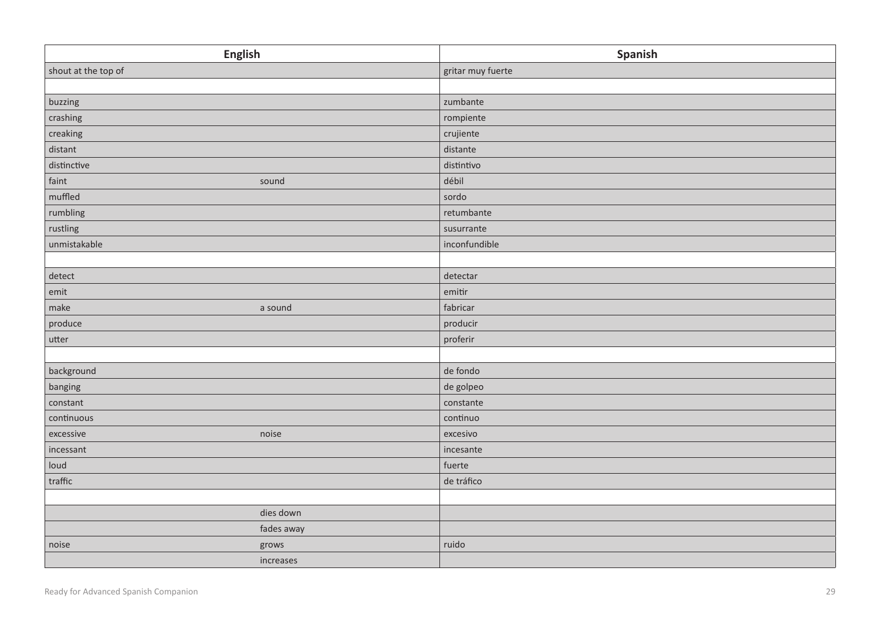| English | | Spanish |
|---|---|---|
| shout at the top of | | gritar muy fuerte |
| | | |
| buzzing | | zumbante |
| crashing | | rompiente |
| creaking | | crujiente |
| distant | | distante |
| distinctive | | distintivo |
| faint | sound | débil |
| muffled | | sordo |
| rumbling | | retumbante |
| rustling | | susurrante |
| unmistakable | | inconfundible |
| | | |
| detect | | detectar |
| emit | | emitir |
| make | a sound | fabricar |
| produce | | producir |
| utter | | proferir |
| | | |
| background | | de fondo |
| banging | | de golpeo |
| constant | | constante |
| continuous | | continuo |
| excessive | noise | excesivo |
| incessant | | incesante |
| loud | | fuerte |
| traffic | | de tráfico |
| | | |
| | dies down | |
| | fades away | |
| noise | grows | ruido |
| | increases | |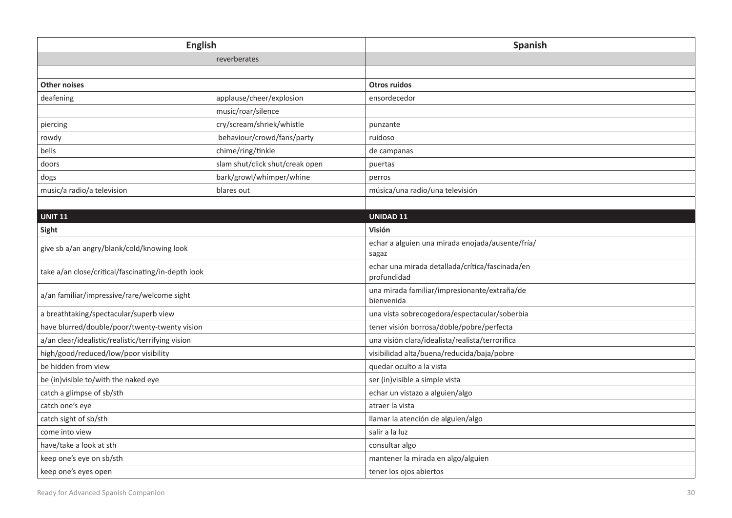| English | | Spanish |
| --- | --- | --- |
| | reverberates | |
| | | |
| **Other noises** | | **Otros ruidos** |
| deafening | applause/cheer/explosion | ensordecedor |
| | music/roar/silence | |
| piercing | cry/scream/shriek/whistle | punzante |
| rowdy | behaviour/crowd/fans/party | ruidoso |
| bells | chime/ring/tinkle | de campanas |
| doors | slam shut/click shut/creak open | puertas |
| dogs | bark/growl/whimper/whine | perros |
| music/a radio/a television | blares out | música/una radio/una televisión |
| | | |
| **UNIT 11** | | **UNIDAD 11** |
| **Sight** | | **Visión** |
| give sb a/an angry/blank/cold/knowing look | | echar a alguien una mirada enojada/ausente/fría/sagaz |
| take a/an close/critical/fascinating/in-depth look | | echar una mirada detallada/crítica/fascinada/en profundidad |
| a/an familiar/impressive/rare/welcome sight | | una mirada familiar/impresionante/extraña/de bienvenida |
| a breathtaking/spectacular/superb view | | una vista sobrecogedora/espectacular/soberbia |
| have blurred/double/poor/twenty-twenty vision | | tener visión borrosa/doble/pobre/perfecta |
| a/an clear/idealistic/realistic/terrifying vision | | una visión clara/idealista/realista/terrorífica |
| high/good/reduced/low/poor visibility | | visibilidad alta/buena/reducida/baja/pobre |
| be hidden from view | | quedar oculto a la vista |
| be (in)visible to/with the naked eye | | ser (in)visible a simple vista |
| catch a glimpse of sb/sth | | echar un vistazo a alguien/algo |
| catch one's eye | | atraer la vista |
| catch sight of sb/sth | | llamar la atención de alguien/algo |
| come into view | | salir a la luz |
| have/take a look at sth | | consultar algo |
| keep one's eye on sb/sth | | mantener la mirada en algo/alguien |
| keep one's eyes open | | tener los ojos abiertos |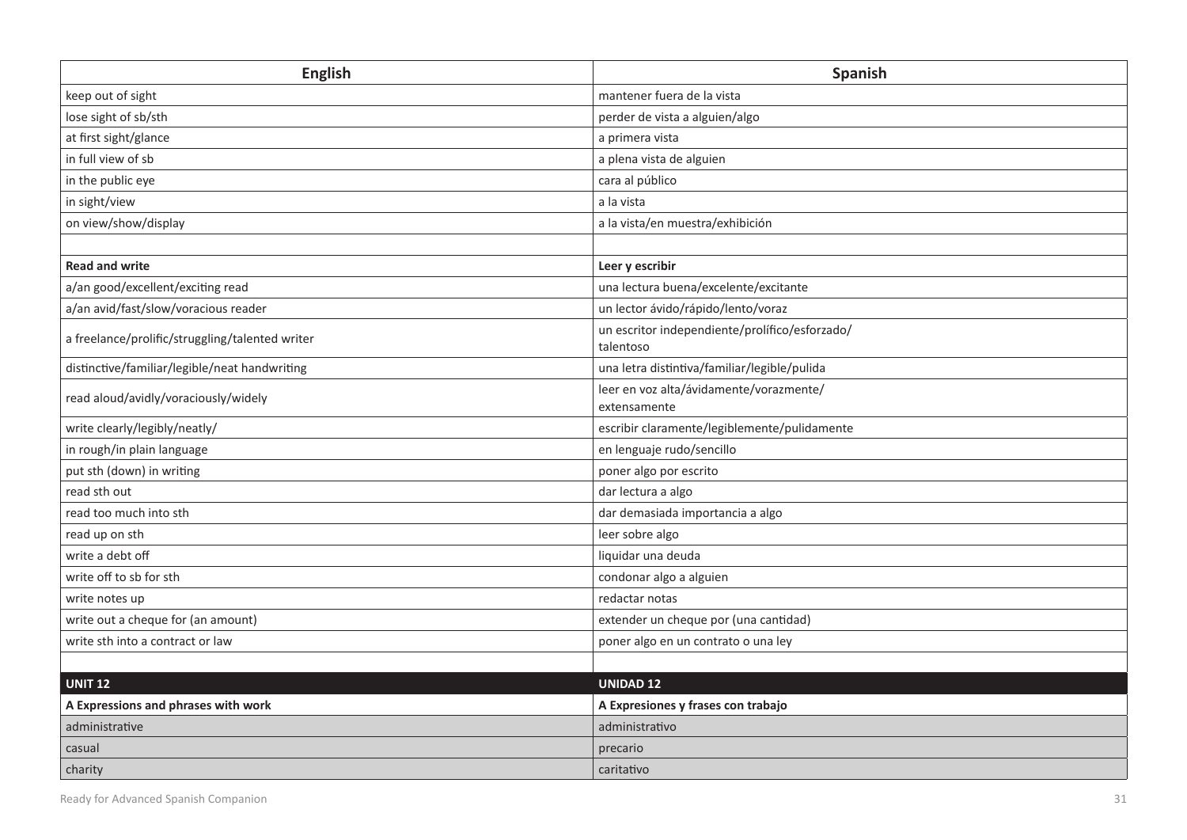| English | Spanish |
|---|---|
| keep out of sight | mantener fuera de la vista |
| lose sight of sb/sth | perder de vista a alguien/algo |
| at first sight/glance | a primera vista |
| in full view of sb | a plena vista de alguien |
| in the public eye | cara al público |
| in sight/view | a la vista |
| on view/show/display | a la vista/en muestra/exhibición |
| | |
| **Read and write** | **Leer y escribir** |
| a/an good/excellent/exciting read | una lectura buena/excelente/excitante |
| a/an avid/fast/slow/voracious reader | un lector ávido/rápido/lento/voraz |
| a freelance/prolific/struggling/talented writer | un escritor independiente/prolífico/esforzado/ talentoso |
| distinctive/familiar/legible/neat handwriting | una letra distintiva/familiar/legible/pulida |
| read aloud/avidly/voraciously/widely | leer en voz alta/ávidamente/vorazmente/ extensamente |
| write clearly/legibly/neatly/ | escribir claramente/legiblemente/pulidamente |
| in rough/in plain language | en lenguaje rudo/sencillo |
| put sth (down) in writing | poner algo por escrito |
| read sth out | dar lectura a algo |
| read too much into sth | dar demasiada importancia a algo |
| read up on sth | leer sobre algo |
| write a debt off | liquidar una deuda |
| write off to sb for sth | condonar algo a alguien |
| write notes up | redactar notas |
| write out a cheque for (an amount) | extender un cheque por (una cantidad) |
| write sth into a contract or law | poner algo en un contrato o una ley |
| | |
| **UNIT 12** | **UNIDAD 12** |
| **A Expressions and phrases with work** | **A Expresiones y frases con trabajo** |
| administrative | administrativo |
| casual | precario |
| charity | caritativo |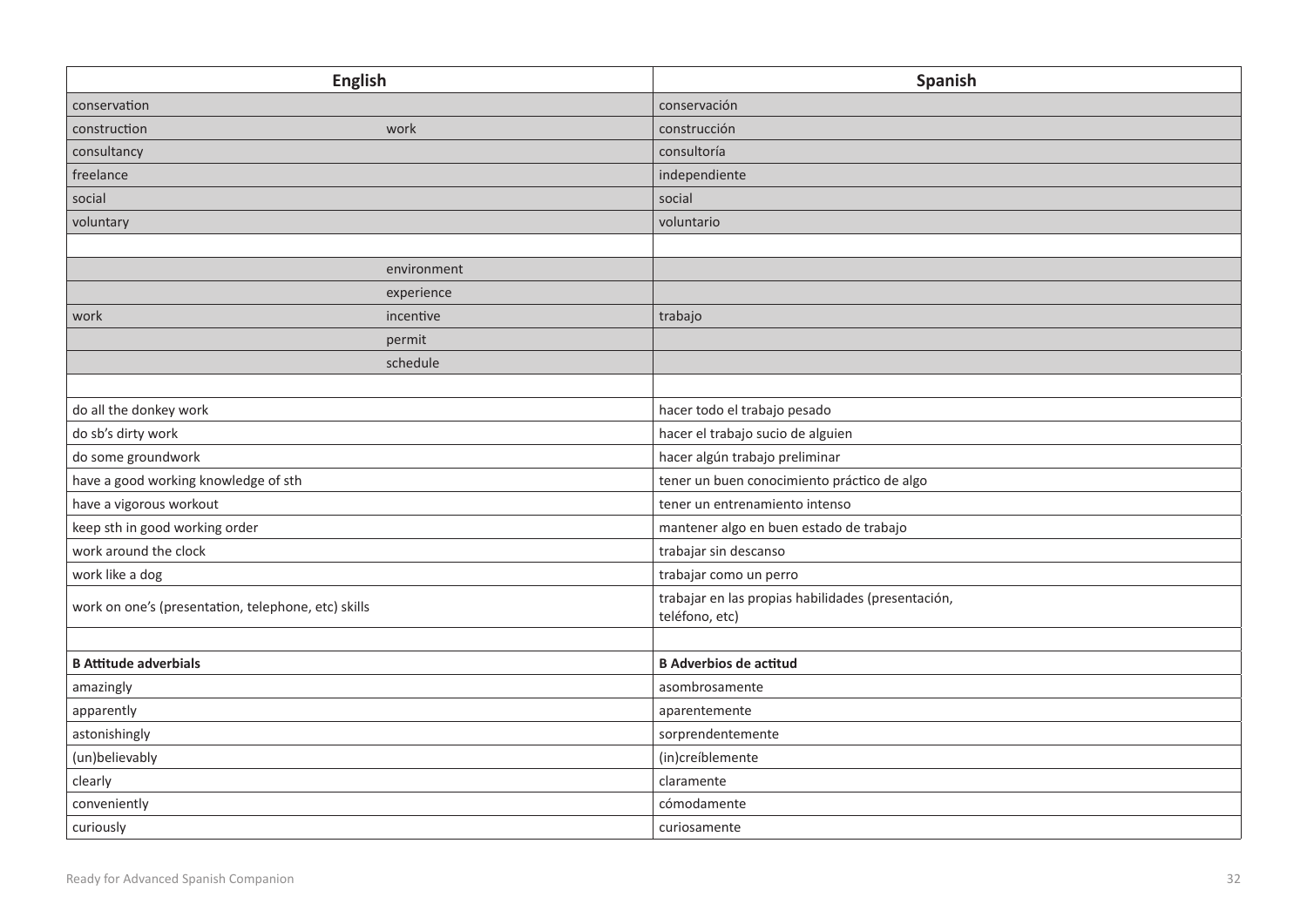| English | | Spanish |
|---|---|---|
| conservation | | conservación |
| construction | work | construcción |
| consultancy | | consultoría |
| freelance | | independiente |
| social | | social |
| voluntary | | voluntario |
| | | |
| | environment | |
| | experience | |
| work | incentive | trabajo |
| | permit | |
| | schedule | |
| | | |
| do all the donkey work | | hacer todo el trabajo pesado |
| do sb's dirty work | | hacer el trabajo sucio de alguien |
| do some groundwork | | hacer algún trabajo preliminar |
| have a good working knowledge of sth | | tener un buen conocimiento práctico de algo |
| have a vigorous workout | | tener un entrenamiento intenso |
| keep sth in good working order | | mantener algo en buen estado de trabajo |
| work around the clock | | trabajar sin descanso |
| work like a dog | | trabajar como un perro |
| work on one's (presentation, telephone, etc) skills | | trabajar en las propias habilidades (presentación, teléfono, etc) |
| | | |
| **B Attitude adverbials** | | **B Adverbios de actitud** |
| amazingly | | asombrosamente |
| apparently | | aparentemente |
| astonishingly | | sorprendentemente |
| (un)believably | | (in)creíblemente |
| clearly | | claramente |
| conveniently | | cómodamente |
| curiously | | curiosamente |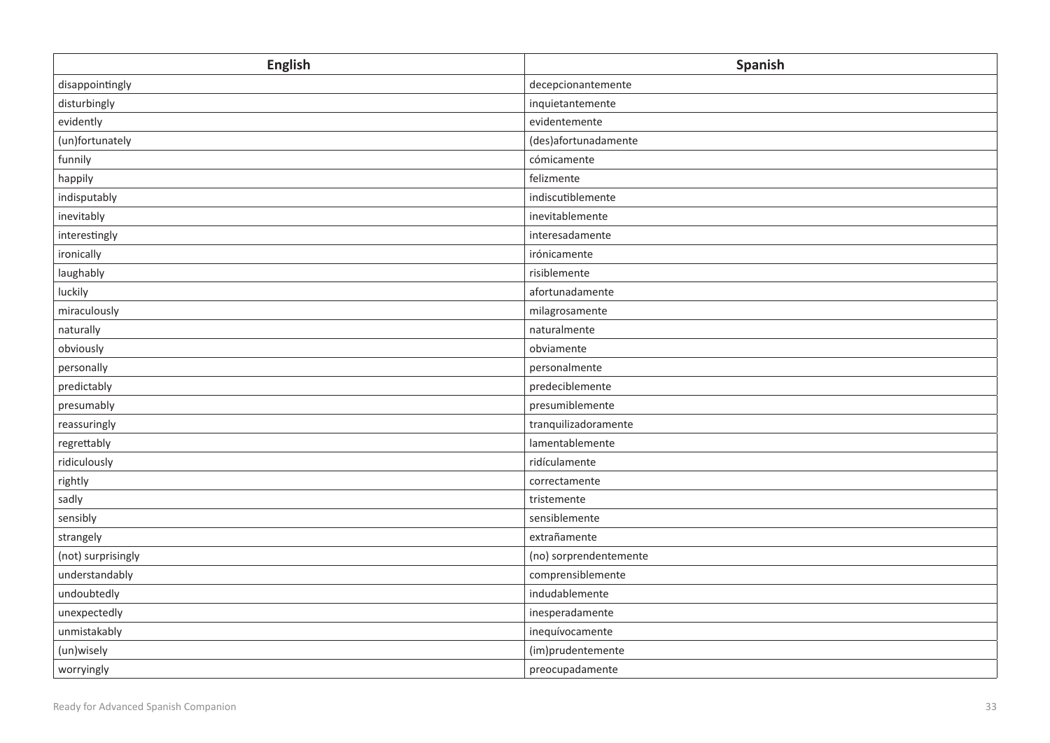| English | Spanish |
| --- | --- |
| disappointingly | decepcionantemente |
| disturbingly | inquietantemente |
| evidently | evidentemente |
| (un)fortunately | (des)afortunadamente |
| funnily | cómicamente |
| happily | felizmente |
| indisputably | indiscutiblemente |
| inevitably | inevitablemente |
| interestingly | interesadamente |
| ironically | irónicamente |
| laughably | risiblemente |
| luckily | afortunadamente |
| miraculously | milagrosamente |
| naturally | naturalmente |
| obviously | obviamente |
| personally | personalmente |
| predictably | predeciblemente |
| presumably | presumiblemente |
| reassuringly | tranquilizadoramente |
| regrettably | lamentablemente |
| ridiculously | ridículamente |
| rightly | correctamente |
| sadly | tristemente |
| sensibly | sensiblemente |
| strangely | extrañamente |
| (not) surprisingly | (no) sorprendentemente |
| understandably | comprensiblemente |
| undoubtedly | indudablemente |
| unexpectedly | inesperadamente |
| unmistakably | inequívocamente |
| (un)wisely | (im)prudentemente |
| worryingly | preocupadamente |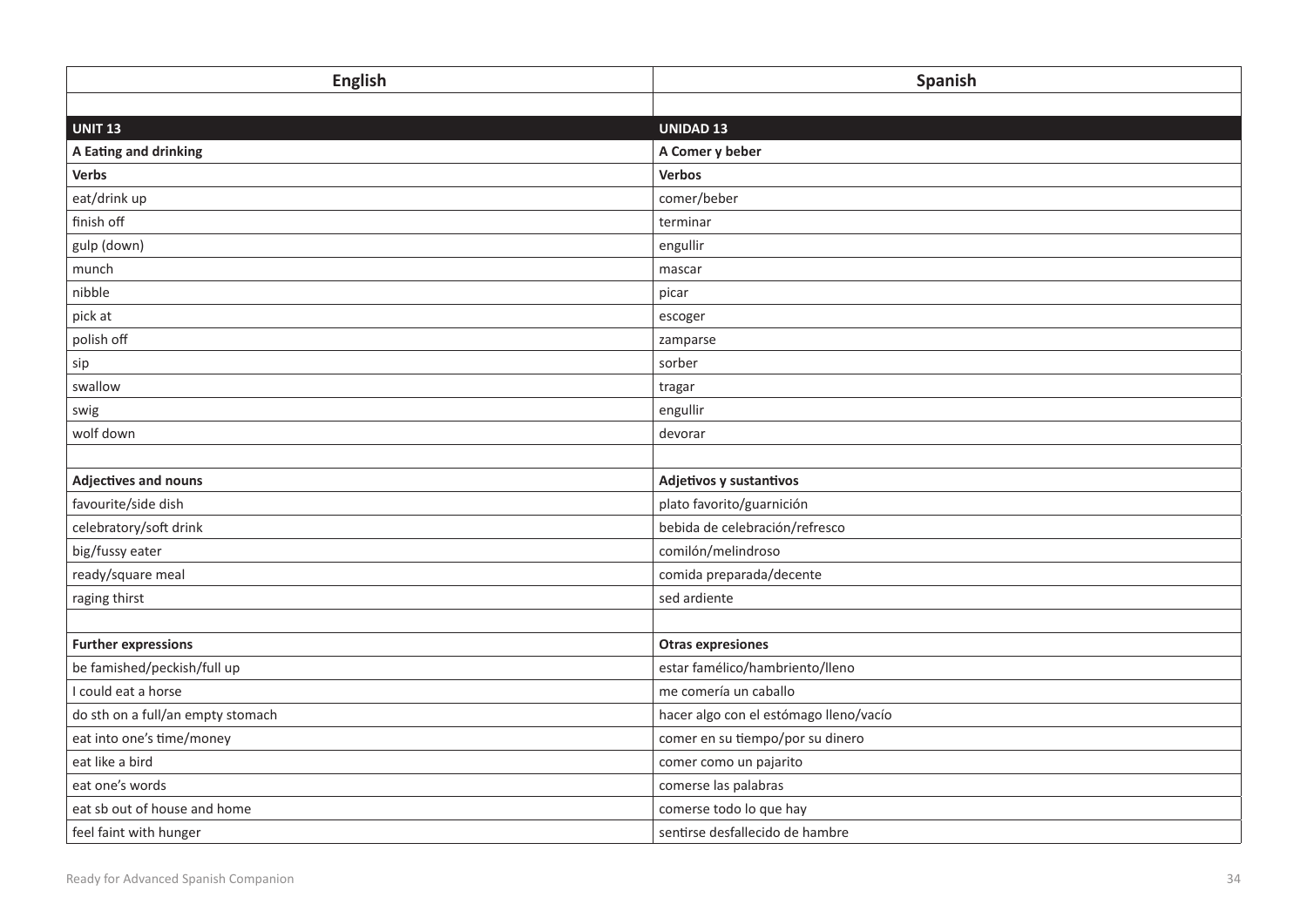| English | Spanish |
|---|---|
| | |
| **UNIT 13** | **UNIDAD 13** |
| **A Eating and drinking** | **A Comer y beber** |
| **Verbs** | **Verbos** |
| eat/drink up | comer/beber |
| finish off | terminar |
| gulp (down) | engullir |
| munch | mascar |
| nibble | picar |
| pick at | escoger |
| polish off | zamparse |
| sip | sorber |
| swallow | tragar |
| swig | engullir |
| wolf down | devorar |
| | |
| **Adjectives and nouns** | **Adjetivos y sustantivos** |
| favourite/side dish | plato favorito/guarnición |
| celebratory/soft drink | bebida de celebración/refresco |
| big/fussy eater | comilón/melindroso |
| ready/square meal | comida preparada/decente |
| raging thirst | sed ardiente |
| | |
| **Further expressions** | **Otras expresiones** |
| be famished/peckish/full up | estar famélico/hambriento/lleno |
| I could eat a horse | me comería un caballo |
| do sth on a full/an empty stomach | hacer algo con el estómago lleno/vacío |
| eat into one's time/money | comer en su tiempo/por su dinero |
| eat like a bird | comer como un pajarito |
| eat one's words | comerse las palabras |
| eat sb out of house and home | comerse todo lo que hay |
| feel faint with hunger | sentirse desfallecido de hambre |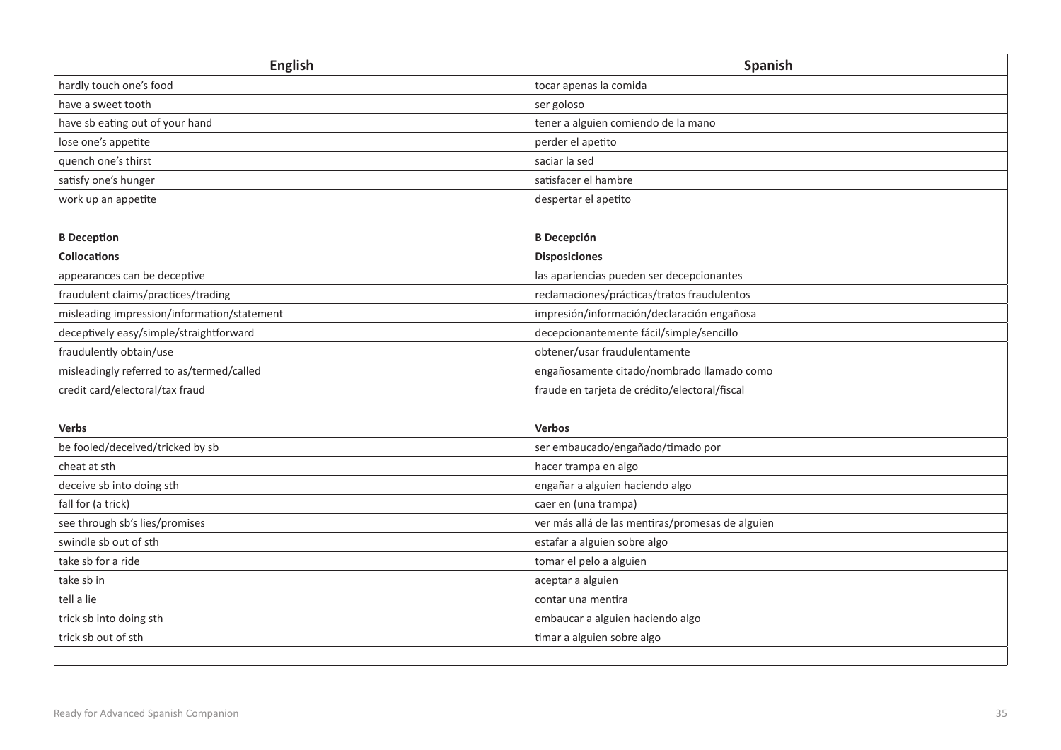| English | Spanish |
|---|---|
| hardly touch one's food | tocar apenas la comida |
| have a sweet tooth | ser goloso |
| have sb eating out of your hand | tener a alguien comiendo de la mano |
| lose one's appetite | perder el apetito |
| quench one's thirst | saciar la sed |
| satisfy one's hunger | satisfacer el hambre |
| work up an appetite | despertar el apetito |
| | |
| **B Deception** | **B Decepción** |
| **Collocations** | **Disposiciones** |
| appearances can be deceptive | las apariencias pueden ser decepcionantes |
| fraudulent claims/practices/trading | reclamaciones/prácticas/tratos fraudulentos |
| misleading impression/information/statement | impresión/información/declaración engañosa |
| deceptively easy/simple/straightforward | decepcionantemente fácil/simple/sencillo |
| fraudulently obtain/use | obtener/usar fraudulentamente |
| misleadingly referred to as/termed/called | engañosamente citado/nombrado llamado como |
| credit card/electoral/tax fraud | fraude en tarjeta de crédito/electoral/fiscal |
| | |
| **Verbs** | **Verbos** |
| be fooled/deceived/tricked by sb | ser embaucado/engañado/timado por |
| cheat at sth | hacer trampa en algo |
| deceive sb into doing sth | engañar a alguien haciendo algo |
| fall for (a trick) | caer en (una trampa) |
| see through sb's lies/promises | ver más allá de las mentiras/promesas de alguien |
| swindle sb out of sth | estafar a alguien sobre algo |
| take sb for a ride | tomar el pelo a alguien |
| take sb in | aceptar a alguien |
| tell a lie | contar una mentira |
| trick sb into doing sth | embaucar a alguien haciendo algo |
| trick sb out of sth | timar a alguien sobre algo |
| | |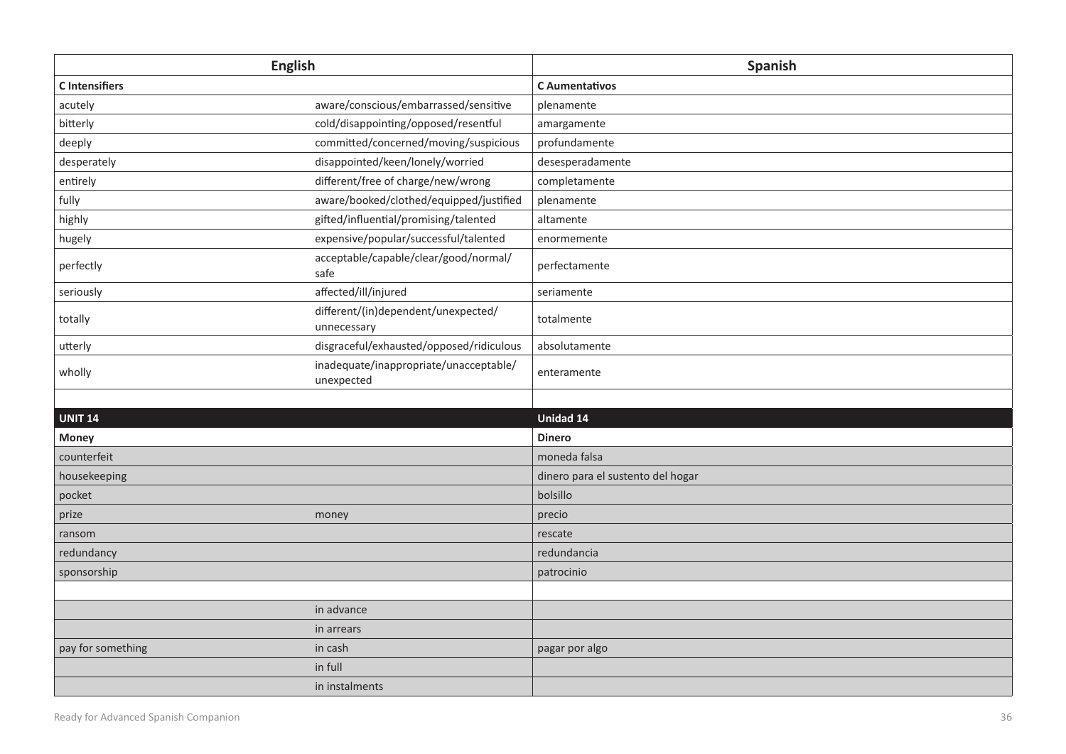| English | | Spanish |
| --- | --- | --- |
| **C Intensifiers** | | **C Aumentativos** |
| acutely | aware/conscious/embarrassed/sensitive | plenamente |
| bitterly | cold/disappointing/opposed/resentful | amargamente |
| deeply | committed/concerned/moving/suspicious | profundamente |
| desperately | disappointed/keen/lonely/worried | desesperadamente |
| entirely | different/free of charge/new/wrong | completamente |
| fully | aware/booked/clothed/equipped/justified | plenamente |
| highly | gifted/influential/promising/talented | altamente |
| hugely | expensive/popular/successful/talented | enormemente |
| perfectly | acceptable/capable/clear/good/normal/ safe | perfectamente |
| seriously | affected/ill/injured | seriamente |
| totally | different/(in)dependent/unexpected/ unnecessary | totalmente |
| utterly | disgraceful/exhausted/opposed/ridiculous | absolutamente |
| wholly | inadequate/inappropriate/unacceptable/ unexpected | enteramente |
| | | |
| **UNIT 14** | | **Unidad 14** |
| **Money** | | **Dinero** |
| counterfeit | | moneda falsa |
| housekeeping | | dinero para el sustento del hogar |
| pocket | | bolsillo |
| prize | money | precio |
| ransom | | rescate |
| redundancy | | redundancia |
| sponsorship | | patrocinio |
| | | |
| | in advance | |
| | in arrears | |
| pay for something | in cash | pagar por algo |
| | in full | |
| | in instalments | |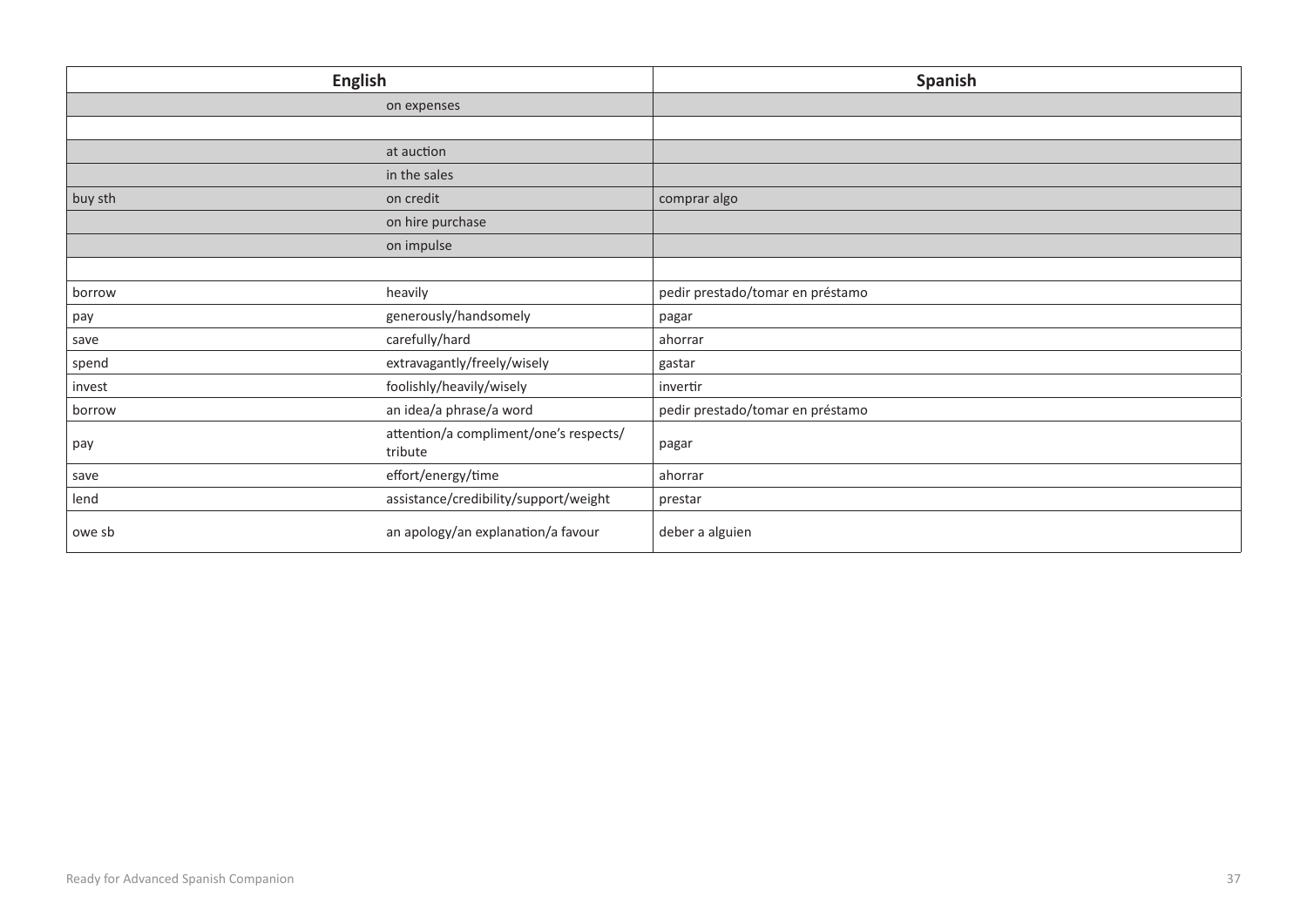| English | | Spanish |
|---|---|---|
| | on expenses | |
| | | |
| | at auction | |
| | in the sales | |
| buy sth | on credit | comprar algo |
| | on hire purchase | |
| | on impulse | |
| | | |
| borrow | heavily | pedir prestado/tomar en préstamo |
| pay | generously/handsomely | pagar |
| save | carefully/hard | ahorrar |
| spend | extravagantly/freely/wisely | gastar |
| invest | foolishly/heavily/wisely | invertir |
| borrow | an idea/a phrase/a word | pedir prestado/tomar en préstamo |
| pay | attention/a compliment/one's respects/ tribute | pagar |
| save | effort/energy/time | ahorrar |
| lend | assistance/credibility/support/weight | prestar |
| owe sb | an apology/an explanation/a favour | deber a alguien |

Ready for Advanced Spanish Companion